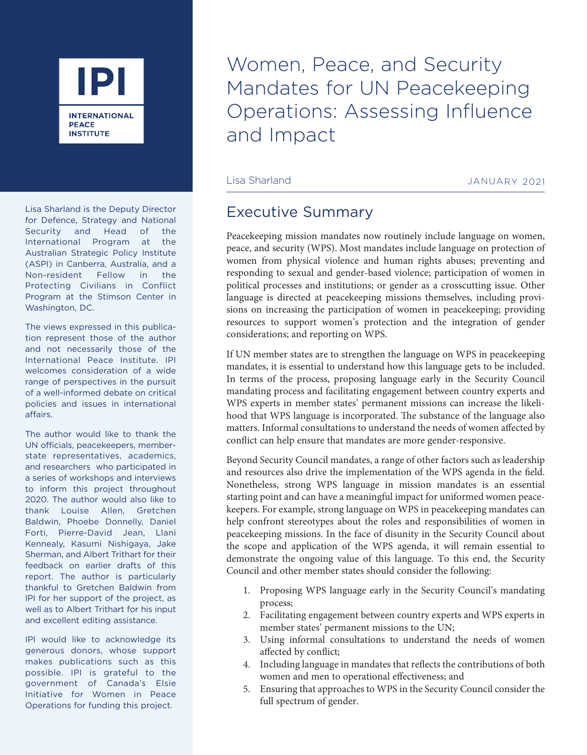# Women, Peace, and Security Mandates for UN Peacekeeping Operations: Assessing Influence and Impact

Lisa Sharland

JANUARY 2021

Lisa Sharland is the Deputy Director for Defence, Strategy and National Security and Head of the International Program at the Australian Strategic Policy Institute (ASPI) in Canberra, Australia, and a Non-resident Fellow in the Protecting Civilians in Conflict Program at the Stimson Center in Washington, DC.

The views expressed in this publication represent those of the author and not necessarily those of the International Peace Institute. IPI welcomes consideration of a wide range of perspectives in the pursuit of a well-informed debate on critical policies and issues in international affairs.

The author would like to thank the UN officials, peacekeepers, member-state representatives, academics, and researchers who participated in a series of workshops and interviews to inform this project throughout 2020. The author would also like to thank Louise Allen, Gretchen Baldwin, Phoebe Donnelly, Daniel Forti, Pierre-David Jean, Llani Kennealy, Kasumi Nishigaya, Jake Sherman, and Albert Trithart for their feedback on earlier drafts of this report. The author is particularly thankful to Gretchen Baldwin from IPI for her support of the project, as well as to Albert Trithart for his input and excellent editing assistance.

IPI would like to acknowledge its generous donors, whose support makes publications such as this possible. IPI is grateful to the government of Canada's Elsie Initiative for Women in Peace Operations for funding this project.

## Executive Summary

Peacekeeping mission mandates now routinely include language on women, peace, and security (WPS). Most mandates include language on protection of women from physical violence and human rights abuses; preventing and responding to sexual and gender-based violence; participation of women in political processes and institutions; or gender as a crosscutting issue. Other language is directed at peacekeeping missions themselves, including provisions on increasing the participation of women in peacekeeping; providing resources to support women's protection and the integration of gender considerations; and reporting on WPS.

If UN member states are to strengthen the language on WPS in peacekeeping mandates, it is essential to understand how this language gets to be included. In terms of the process, proposing language early in the Security Council mandating process and facilitating engagement between country experts and WPS experts in member states' permanent missions can increase the likelihood that WPS language is incorporated. The substance of the language also matters. Informal consultations to understand the needs of women affected by conflict can help ensure that mandates are more gender-responsive.

Beyond Security Council mandates, a range of other factors such as leadership and resources also drive the implementation of the WPS agenda in the field. Nonetheless, strong WPS language in mission mandates is an essential starting point and can have a meaningful impact for uniformed women peacekeepers. For example, strong language on WPS in peacekeeping mandates can help confront stereotypes about the roles and responsibilities of women in peacekeeping missions. In the face of disunity in the Security Council about the scope and application of the WPS agenda, it will remain essential to demonstrate the ongoing value of this language. To this end, the Security Council and other member states should consider the following:

1. Proposing WPS language early in the Security Council's mandating process;
2. Facilitating engagement between country experts and WPS experts in member states' permanent missions to the UN;
3. Using informal consultations to understand the needs of women affected by conflict;
4. Including language in mandates that reflects the contributions of both women and men to operational effectiveness; and
5. Ensuring that approaches to WPS in the Security Council consider the full spectrum of gender.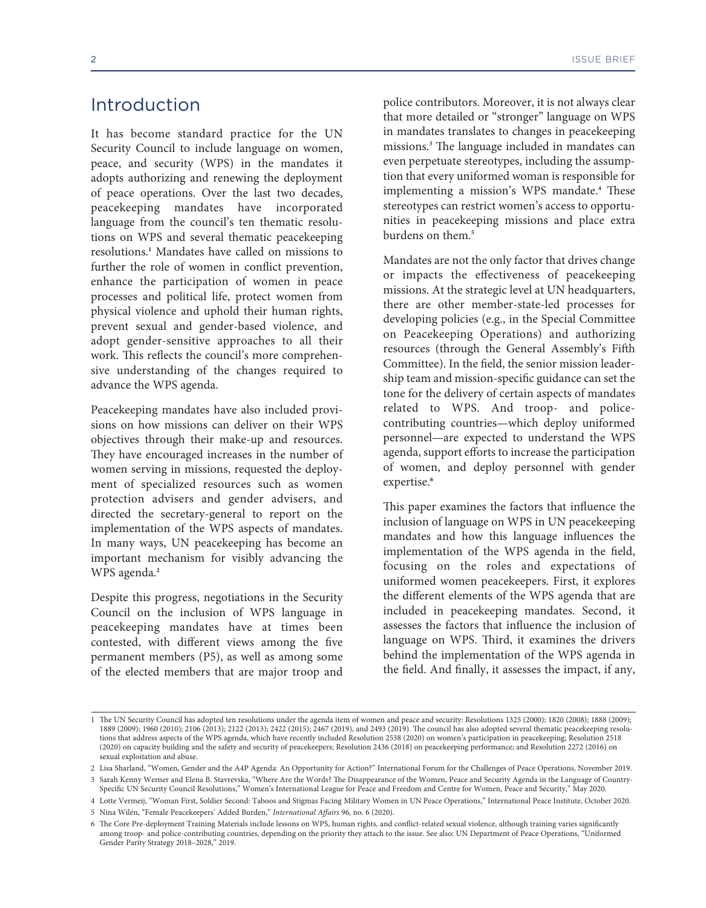## Introduction

It has become standard practice for the UN Security Council to include language on women, peace, and security (WPS) in the mandates it adopts authorizing and renewing the deployment of peace operations. Over the last two decades, peacekeeping mandates have incorporated language from the council's ten thematic resolutions on WPS and several thematic peacekeeping resolutions.[1] Mandates have called on missions to further the role of women in conflict prevention, enhance the participation of women in peace processes and political life, protect women from physical violence and uphold their human rights, prevent sexual and gender-based violence, and adopt gender-sensitive approaches to all their work. This reflects the council's more comprehensive understanding of the changes required to advance the WPS agenda.

Peacekeeping mandates have also included provisions on how missions can deliver on their WPS objectives through their make-up and resources. They have encouraged increases in the number of women serving in missions, requested the deployment of specialized resources such as women protection advisers and gender advisers, and directed the secretary-general to report on the implementation of the WPS aspects of mandates. In many ways, UN peacekeeping has become an important mechanism for visibly advancing the WPS agenda.[2]

Despite this progress, negotiations in the Security Council on the inclusion of WPS language in peacekeeping mandates have at times been contested, with different views among the five permanent members (P5), as well as among some of the elected members that are major troop and police contributors. Moreover, it is not always clear that more detailed or "stronger" language on WPS in mandates translates to changes in peacekeeping missions.[3] The language included in mandates can even perpetuate stereotypes, including the assumption that every uniformed woman is responsible for implementing a mission's WPS mandate.[4] These stereotypes can restrict women's access to opportunities in peacekeeping missions and place extra burdens on them.[5]

Mandates are not the only factor that drives change or impacts the effectiveness of peacekeeping missions. At the strategic level at UN headquarters, there are other member-state-led processes for developing policies (e.g., in the Special Committee on Peacekeeping Operations) and authorizing resources (through the General Assembly's Fifth Committee). In the field, the senior mission leadership team and mission-specific guidance can set the tone for the delivery of certain aspects of mandates related to WPS. And troop- and police-contributing countries—which deploy uniformed personnel—are expected to understand the WPS agenda, support efforts to increase the participation of women, and deploy personnel with gender expertise.[6]

This paper examines the factors that influence the inclusion of language on WPS in UN peacekeeping mandates and how this language influences the implementation of the WPS agenda in the field, focusing on the roles and expectations of uniformed women peacekeepers. First, it explores the different elements of the WPS agenda that are included in peacekeeping mandates. Second, it assesses the factors that influence the inclusion of language on WPS. Third, it examines the drivers behind the implementation of the WPS agenda in the field. And finally, it assesses the impact, if any,

---

1 The UN Security Council has adopted ten resolutions under the agenda item of women and peace and security: Resolutions 1325 (2000); 1820 (2008); 1888 (2009); 1889 (2009); 1960 (2010); 2106 (2013); 2122 (2013); 2422 (2015); 2467 (2019), and 2493 (2019). The council has also adopted several thematic peacekeeping resolutions that address aspects of the WPS agenda, which have recently included Resolution 2538 (2020) on women's participation in peacekeeping; Resolution 2518 (2020) on capacity building and the safety and security of peacekeepers; Resolution 2436 (2018) on peacekeeping performance; and Resolution 2272 (2016) on sexual exploitation and abuse.

2 Lisa Sharland, "Women, Gender and the A4P Agenda: An Opportunity for Action?" International Forum for the Challenges of Peace Operations, November 2019.

3 Sarah Kenny Werner and Elena B. Stavrevska, "Where Are the Words? The Disappearance of the Women, Peace and Security Agenda in the Language of Country-Specific UN Security Council Resolutions," Women's International League for Peace and Freedom and Centre for Women, Peace and Security," May 2020.

4 Lotte Vermeij, "Woman First, Soldier Second: Taboos and Stigmas Facing Military Women in UN Peace Operations," International Peace Institute, October 2020.

5 Nina Wilén, "Female Peacekeepers' Added Burden," *International Affairs* 96, no. 6 (2020).

6 The Core Pre-deployment Training Materials include lessons on WPS, human rights, and conflict-related sexual violence, although training varies significantly among troop- and police-contributing countries, depending on the priority they attach to the issue. See also: UN Department of Peace Operations, "Uniformed Gender Parity Strategy 2018–2028," 2019.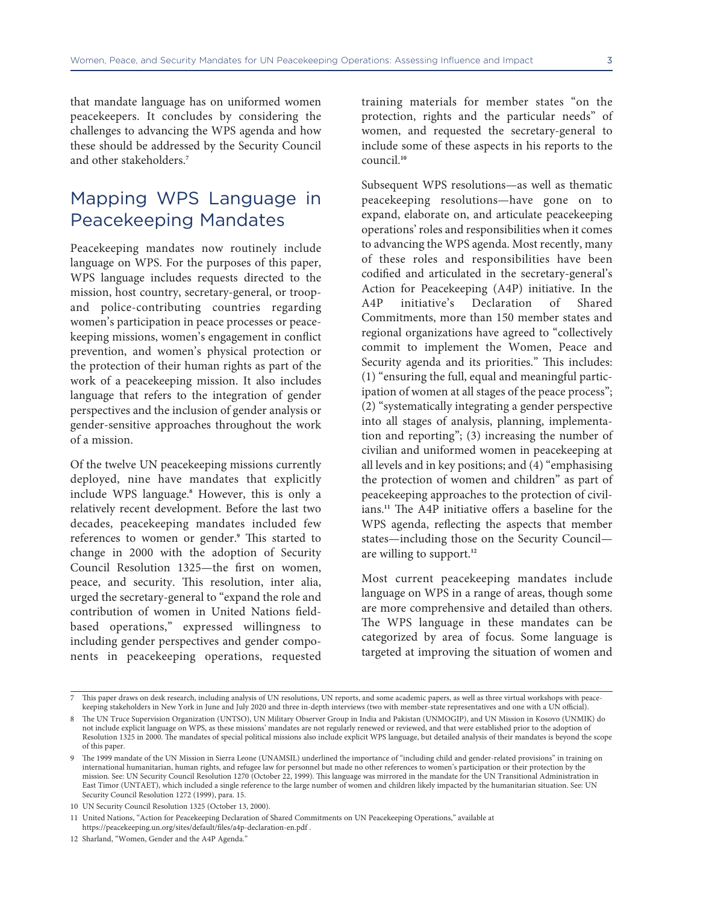that mandate language has on uniformed women peacekeepers. It concludes by considering the challenges to advancing the WPS agenda and how these should be addressed by the Security Council and other stakeholders.[7]

## Mapping WPS Language in Peacekeeping Mandates

Peacekeeping mandates now routinely include language on WPS. For the purposes of this paper, WPS language includes requests directed to the mission, host country, secretary-general, or troop- and police-contributing countries regarding women's participation in peace processes or peacekeeping missions, women's engagement in conflict prevention, and women's physical protection or the protection of their human rights as part of the work of a peacekeeping mission. It also includes language that refers to the integration of gender perspectives and the inclusion of gender analysis or gender-sensitive approaches throughout the work of a mission.

Of the twelve UN peacekeeping missions currently deployed, nine have mandates that explicitly include WPS language.[8] However, this is only a relatively recent development. Before the last two decades, peacekeeping mandates included few references to women or gender.[9] This started to change in 2000 with the adoption of Security Council Resolution 1325—the first on women, peace, and security. This resolution, inter alia, urged the secretary-general to "expand the role and contribution of women in United Nations field-based operations," expressed willingness to including gender perspectives and gender components in peacekeeping operations, requested training materials for member states "on the protection, rights and the particular needs" of women, and requested the secretary-general to include some of these aspects in his reports to the council.[10]

Subsequent WPS resolutions—as well as thematic peacekeeping resolutions—have gone on to expand, elaborate on, and articulate peacekeeping operations' roles and responsibilities when it comes to advancing the WPS agenda. Most recently, many of these roles and responsibilities have been codified and articulated in the secretary-general's Action for Peacekeeping (A4P) initiative. In the A4P initiative's Declaration of Shared Commitments, more than 150 member states and regional organizations have agreed to "collectively commit to implement the Women, Peace and Security agenda and its priorities." This includes: (1) "ensuring the full, equal and meaningful participation of women at all stages of the peace process"; (2) "systematically integrating a gender perspective into all stages of analysis, planning, implementation and reporting"; (3) increasing the number of civilian and uniformed women in peacekeeping at all levels and in key positions; and (4) "emphasising the protection of women and children" as part of peacekeeping approaches to the protection of civilians.[11] The A4P initiative offers a baseline for the WPS agenda, reflecting the aspects that member states—including those on the Security Council—are willing to support.[12]

Most current peacekeeping mandates include language on WPS in a range of areas, though some are more comprehensive and detailed than others. The WPS language in these mandates can be categorized by area of focus. Some language is targeted at improving the situation of women and

---

7 This paper draws on desk research, including analysis of UN resolutions, UN reports, and some academic papers, as well as three virtual workshops with peacekeeping stakeholders in New York in June and July 2020 and three in-depth interviews (two with member-state representatives and one with a UN official).

8 The UN Truce Supervision Organization (UNTSO), UN Military Observer Group in India and Pakistan (UNMOGIP), and UN Mission in Kosovo (UNMIK) do not include explicit language on WPS, as these missions' mandates are not regularly renewed or reviewed, and that were established prior to the adoption of Resolution 1325 in 2000. The mandates of special political missions also include explicit WPS language, but detailed analysis of their mandates is beyond the scope of this paper.

9 The 1999 mandate of the UN Mission in Sierra Leone (UNAMSIL) underlined the importance of "including child and gender-related provisions" in training on international humanitarian, human rights, and refugee law for personnel but made no other references to women's participation or their protection by the mission. See: UN Security Council Resolution 1270 (October 22, 1999). This language was mirrored in the mandate for the UN Transitional Administration in East Timor (UNTAET), which included a single reference to the large number of women and children likely impacted by the humanitarian situation. See: UN Security Council Resolution 1272 (1999), para. 15.

10 UN Security Council Resolution 1325 (October 13, 2000).

11 United Nations, "Action for Peacekeeping Declaration of Shared Commitments on UN Peacekeeping Operations," available at https://peacekeeping.un.org/sites/default/files/a4p-declaration-en.pdf .

12 Sharland, "Women, Gender and the A4P Agenda."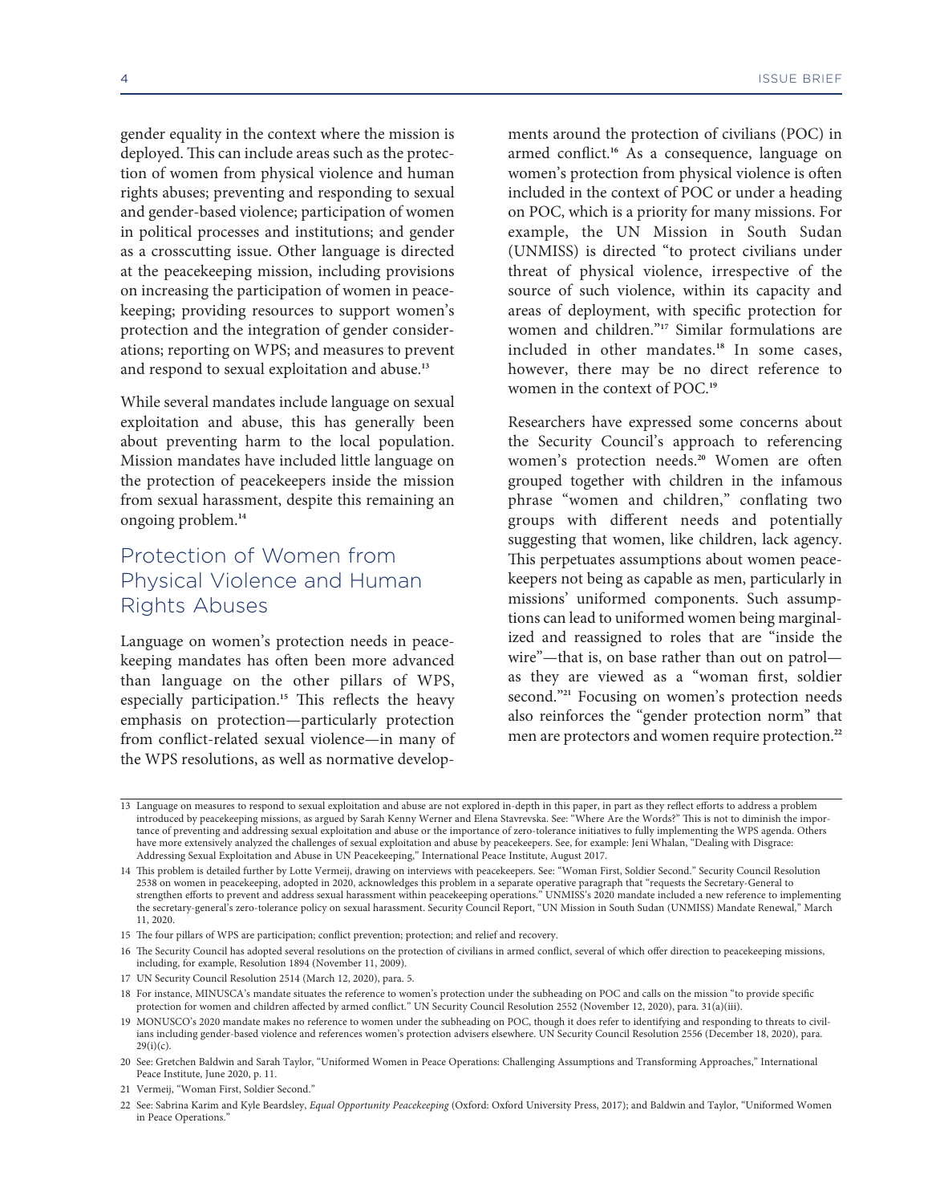gender equality in the context where the mission is deployed. This can include areas such as the protection of women from physical violence and human rights abuses; preventing and responding to sexual and gender-based violence; participation of women in political processes and institutions; and gender as a crosscutting issue. Other language is directed at the peacekeeping mission, including provisions on increasing the participation of women in peacekeeping; providing resources to support women's protection and the integration of gender considerations; reporting on WPS; and measures to prevent and respond to sexual exploitation and abuse.[13]

While several mandates include language on sexual exploitation and abuse, this has generally been about preventing harm to the local population. Mission mandates have included little language on the protection of peacekeepers inside the mission from sexual harassment, despite this remaining an ongoing problem.[14]

## Protection of Women from Physical Violence and Human Rights Abuses

Language on women's protection needs in peacekeeping mandates has often been more advanced than language on the other pillars of WPS, especially participation.[15] This reflects the heavy emphasis on protection—particularly protection from conflict-related sexual violence—in many of the WPS resolutions, as well as normative developments around the protection of civilians (POC) in armed conflict.[16] As a consequence, language on women's protection from physical violence is often included in the context of POC or under a heading on POC, which is a priority for many missions. For example, the UN Mission in South Sudan (UNMISS) is directed "to protect civilians under threat of physical violence, irrespective of the source of such violence, within its capacity and areas of deployment, with specific protection for women and children."[17] Similar formulations are included in other mandates.[18] In some cases, however, there may be no direct reference to women in the context of POC.[19]

Researchers have expressed some concerns about the Security Council's approach to referencing women's protection needs.[20] Women are often grouped together with children in the infamous phrase "women and children," conflating two groups with different needs and potentially suggesting that women, like children, lack agency. This perpetuates assumptions about women peacekeepers not being as capable as men, particularly in missions' uniformed components. Such assumptions can lead to uniformed women being marginalized and reassigned to roles that are "inside the wire"—that is, on base rather than out on patrol—as they are viewed as a "woman first, soldier second."[21] Focusing on women's protection needs also reinforces the "gender protection norm" that men are protectors and women require protection.[22]

---

13 Language on measures to respond to sexual exploitation and abuse are not explored in-depth in this paper, in part as they reflect efforts to address a problem introduced by peacekeeping missions, as argued by Sarah Kenny Werner and Elena Stavrevska. See: "Where Are the Words?" This is not to diminish the importance of preventing and addressing sexual exploitation and abuse or the importance of zero-tolerance initiatives to fully implementing the WPS agenda. Others have more extensively analyzed the challenges of sexual exploitation and abuse by peacekeepers. See, for example: Jeni Whalan, "Dealing with Disgrace: Addressing Sexual Exploitation and Abuse in UN Peacekeeping," International Peace Institute, August 2017.

14 This problem is detailed further by Lotte Vermeij, drawing on interviews with peacekeepers. See: "Woman First, Soldier Second." Security Council Resolution 2538 on women in peacekeeping, adopted in 2020, acknowledges this problem in a separate operative paragraph that "requests the Secretary-General to strengthen efforts to prevent and address sexual harassment within peacekeeping operations." UNMISS's 2020 mandate included a new reference to implementing the secretary-general's zero-tolerance policy on sexual harassment. Security Council Report, "UN Mission in South Sudan (UNMISS) Mandate Renewal," March 11, 2020.

15 The four pillars of WPS are participation; conflict prevention; protection; and relief and recovery.

16 The Security Council has adopted several resolutions on the protection of civilians in armed conflict, several of which offer direction to peacekeeping missions, including, for example, Resolution 1894 (November 11, 2009).

17 UN Security Council Resolution 2514 (March 12, 2020), para. 5.

18 For instance, MINUSCA's mandate situates the reference to women's protection under the subheading on POC and calls on the mission "to provide specific protection for women and children affected by armed conflict." UN Security Council Resolution 2552 (November 12, 2020), para. 31(a)(iii).

19 MONUSCO's 2020 mandate makes no reference to women under the subheading on POC, though it does refer to identifying and responding to threats to civilians including gender-based violence and references women's protection advisers elsewhere. UN Security Council Resolution 2556 (December 18, 2020), para. 29(i)(c).

20 See: Gretchen Baldwin and Sarah Taylor, "Uniformed Women in Peace Operations: Challenging Assumptions and Transforming Approaches," International Peace Institute, June 2020, p. 11.

21 Vermeij, "Woman First, Soldier Second."

22 See: Sabrina Karim and Kyle Beardsley, *Equal Opportunity Peacekeeping* (Oxford: Oxford University Press, 2017); and Baldwin and Taylor, "Uniformed Women in Peace Operations."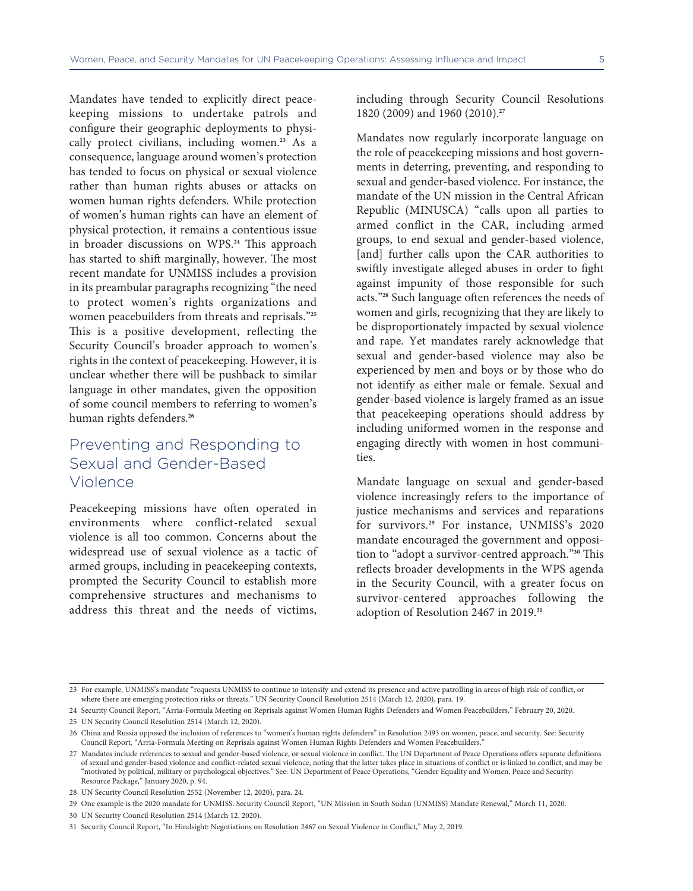Mandates have tended to explicitly direct peacekeeping missions to undertake patrols and configure their geographic deployments to physically protect civilians, including women.[23] As a consequence, language around women's protection has tended to focus on physical or sexual violence rather than human rights abuses or attacks on women human rights defenders. While protection of women's human rights can have an element of physical protection, it remains a contentious issue in broader discussions on WPS.[24] This approach has started to shift marginally, however. The most recent mandate for UNMISS includes a provision in its preambular paragraphs recognizing "the need to protect women's rights organizations and women peacebuilders from threats and reprisals."[25] This is a positive development, reflecting the Security Council's broader approach to women's rights in the context of peacekeeping. However, it is unclear whether there will be pushback to similar language in other mandates, given the opposition of some council members to referring to women's human rights defenders.[26]

## Preventing and Responding to Sexual and Gender-Based Violence

Peacekeeping missions have often operated in environments where conflict-related sexual violence is all too common. Concerns about the widespread use of sexual violence as a tactic of armed groups, including in peacekeeping contexts, prompted the Security Council to establish more comprehensive structures and mechanisms to address this threat and the needs of victims, including through Security Council Resolutions 1820 (2009) and 1960 (2010).[27]

Mandates now regularly incorporate language on the role of peacekeeping missions and host governments in deterring, preventing, and responding to sexual and gender-based violence. For instance, the mandate of the UN mission in the Central African Republic (MINUSCA) "calls upon all parties to armed conflict in the CAR, including armed groups, to end sexual and gender-based violence, [and] further calls upon the CAR authorities to swiftly investigate alleged abuses in order to fight against impunity of those responsible for such acts."[28] Such language often references the needs of women and girls, recognizing that they are likely to be disproportionately impacted by sexual violence and rape. Yet mandates rarely acknowledge that sexual and gender-based violence may also be experienced by men and boys or by those who do not identify as either male or female. Sexual and gender-based violence is largely framed as an issue that peacekeeping operations should address by including uniformed women in the response and engaging directly with women in host communities.

Mandate language on sexual and gender-based violence increasingly refers to the importance of justice mechanisms and services and reparations for survivors.[29] For instance, UNMISS's 2020 mandate encouraged the government and opposition to "adopt a survivor-centred approach."[30] This reflects broader developments in the WPS agenda in the Security Council, with a greater focus on survivor-centered approaches following the adoption of Resolution 2467 in 2019.[31]

---

23 For example, UNMISS's mandate "requests UNMISS to continue to intensify and extend its presence and active patrolling in areas of high risk of conflict, or where there are emerging protection risks or threats." UN Security Council Resolution 2514 (March 12, 2020), para. 19.

24 Security Council Report, "Arria-Formula Meeting on Reprisals against Women Human Rights Defenders and Women Peacebuilders," February 20, 2020.

25 UN Security Council Resolution 2514 (March 12, 2020).

26 China and Russia opposed the inclusion of references to "women's human rights defenders" in Resolution 2493 on women, peace, and security. See: Security Council Report, "Arria-Formula Meeting on Reprisals against Women Human Rights Defenders and Women Peacebuilders."

27 Mandates include references to sexual and gender-based violence, or sexual violence in conflict. The UN Department of Peace Operations offers separate definitions of sexual and gender-based violence and conflict-related sexual violence, noting that the latter takes place in situations of conflict or is linked to conflict, and may be "motivated by political, military or psychological objectives." See: UN Department of Peace Operations, "Gender Equality and Women, Peace and Security: Resource Package," January 2020, p. 94.

28 UN Security Council Resolution 2552 (November 12, 2020), para. 24.

29 One example is the 2020 mandate for UNMISS. Security Council Report, "UN Mission in South Sudan (UNMISS) Mandate Renewal," March 11, 2020.

30 UN Security Council Resolution 2514 (March 12, 2020).

31 Security Council Report, "In Hindsight: Negotiations on Resolution 2467 on Sexual Violence in Conflict," May 2, 2019.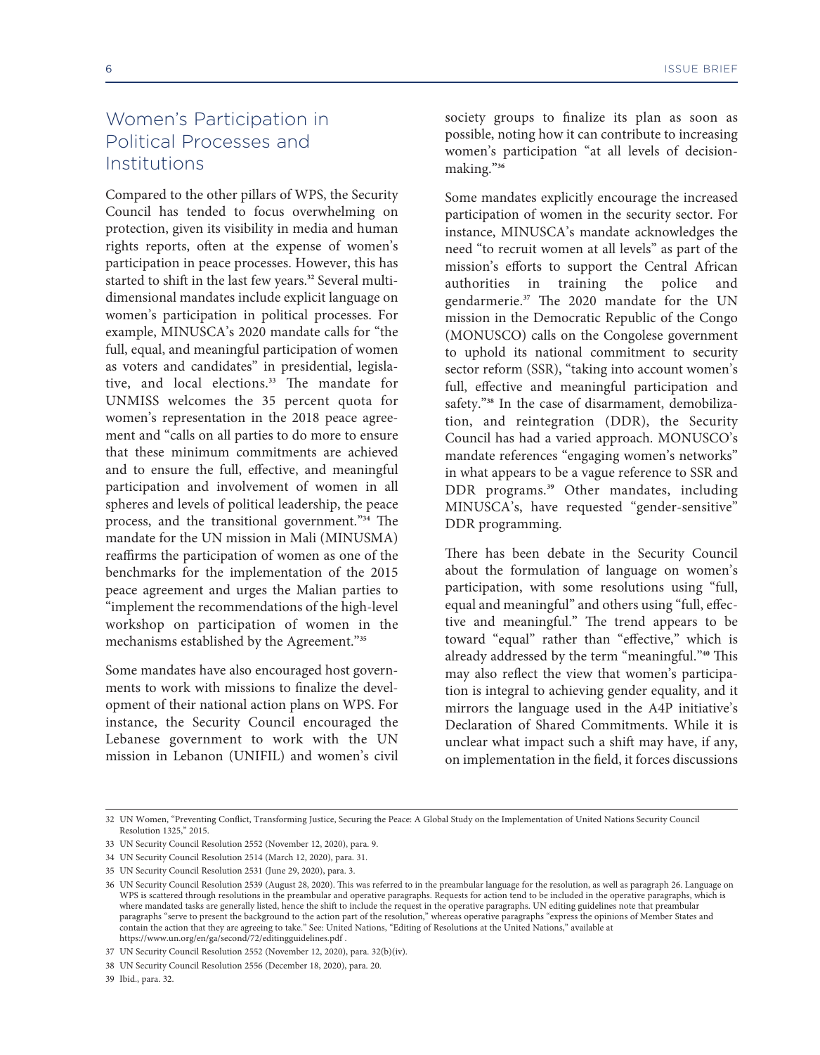## Women's Participation in Political Processes and Institutions

Compared to the other pillars of WPS, the Security Council has tended to focus overwhelming on protection, given its visibility in media and human rights reports, often at the expense of women's participation in peace processes. However, this has started to shift in the last few years.[32] Several multidimensional mandates include explicit language on women's participation in political processes. For example, MINUSCA's 2020 mandate calls for "the full, equal, and meaningful participation of women as voters and candidates" in presidential, legislative, and local elections.[33] The mandate for UNMISS welcomes the 35 percent quota for women's representation in the 2018 peace agreement and "calls on all parties to do more to ensure that these minimum commitments are achieved and to ensure the full, effective, and meaningful participation and involvement of women in all spheres and levels of political leadership, the peace process, and the transitional government."[34] The mandate for the UN mission in Mali (MINUSMA) reaffirms the participation of women as one of the benchmarks for the implementation of the 2015 peace agreement and urges the Malian parties to "implement the recommendations of the high-level workshop on participation of women in the mechanisms established by the Agreement."[35]

Some mandates have also encouraged host governments to work with missions to finalize the development of their national action plans on WPS. For instance, the Security Council encouraged the Lebanese government to work with the UN mission in Lebanon (UNIFIL) and women's civil society groups to finalize its plan as soon as possible, noting how it can contribute to increasing women's participation "at all levels of decision-making."[36]

Some mandates explicitly encourage the increased participation of women in the security sector. For instance, MINUSCA's mandate acknowledges the need "to recruit women at all levels" as part of the mission's efforts to support the Central African authorities in training the police and gendarmerie.[37] The 2020 mandate for the UN mission in the Democratic Republic of the Congo (MONUSCO) calls on the Congolese government to uphold its national commitment to security sector reform (SSR), "taking into account women's full, effective and meaningful participation and safety."[38] In the case of disarmament, demobilization, and reintegration (DDR), the Security Council has had a varied approach. MONUSCO's mandate references "engaging women's networks" in what appears to be a vague reference to SSR and DDR programs.[39] Other mandates, including MINUSCA's, have requested "gender-sensitive" DDR programming.

There has been debate in the Security Council about the formulation of language on women's participation, with some resolutions using "full, equal and meaningful" and others using "full, effective and meaningful." The trend appears to be toward "equal" rather than "effective," which is already addressed by the term "meaningful."[40] This may also reflect the view that women's participation is integral to achieving gender equality, and it mirrors the language used in the A4P initiative's Declaration of Shared Commitments. While it is unclear what impact such a shift may have, if any, on implementation in the field, it forces discussions

---

32 UN Women, "Preventing Conflict, Transforming Justice, Securing the Peace: A Global Study on the Implementation of United Nations Security Council Resolution 1325," 2015.

33 UN Security Council Resolution 2552 (November 12, 2020), para. 9.

34 UN Security Council Resolution 2514 (March 12, 2020), para. 31.

35 UN Security Council Resolution 2531 (June 29, 2020), para. 3.

36 UN Security Council Resolution 2539 (August 28, 2020). This was referred to in the preambular language for the resolution, as well as paragraph 26. Language on WPS is scattered through resolutions in the preambular and operative paragraphs. Requests for action tend to be included in the operative paragraphs, which is where mandated tasks are generally listed, hence the shift to include the request in the operative paragraphs. UN editing guidelines note that preambular paragraphs "serve to present the background to the action part of the resolution," whereas operative paragraphs "express the opinions of Member States and contain the action that they are agreeing to take." See: United Nations, "Editing of Resolutions at the United Nations," available at https://www.un.org/en/ga/second/72/editingguidelines.pdf .

37 UN Security Council Resolution 2552 (November 12, 2020), para. 32(b)(iv).

38 UN Security Council Resolution 2556 (December 18, 2020), para. 20.

39 Ibid., para. 32.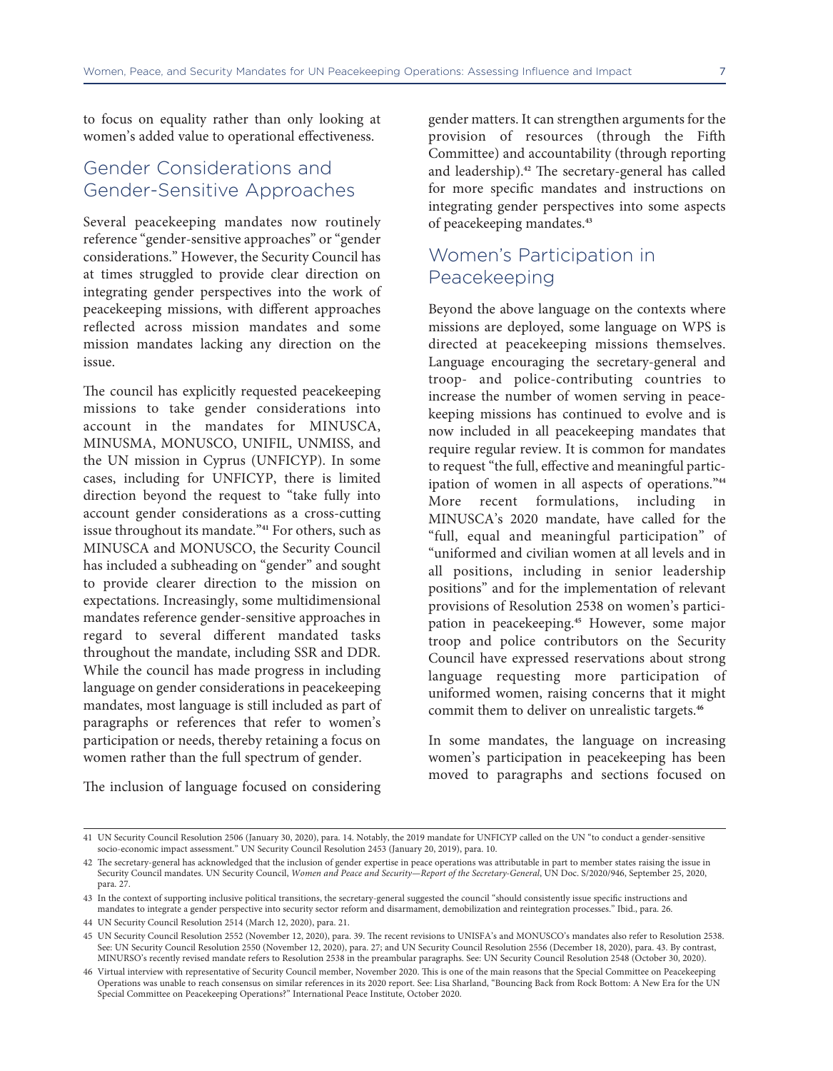to focus on equality rather than only looking at women's added value to operational effectiveness.

## Gender Considerations and Gender-Sensitive Approaches

Several peacekeeping mandates now routinely reference "gender-sensitive approaches" or "gender considerations." However, the Security Council has at times struggled to provide clear direction on integrating gender perspectives into the work of peacekeeping missions, with different approaches reflected across mission mandates and some mission mandates lacking any direction on the issue.

The council has explicitly requested peacekeeping missions to take gender considerations into account in the mandates for MINUSCA, MINUSMA, MONUSCO, UNIFIL, UNMISS, and the UN mission in Cyprus (UNFICYP). In some cases, including for UNFICYP, there is limited direction beyond the request to "take fully into account gender considerations as a cross-cutting issue throughout its mandate."[41] For others, such as MINUSCA and MONUSCO, the Security Council has included a subheading on "gender" and sought to provide clearer direction to the mission on expectations. Increasingly, some multidimensional mandates reference gender-sensitive approaches in regard to several different mandated tasks throughout the mandate, including SSR and DDR. While the council has made progress in including language on gender considerations in peacekeeping mandates, most language is still included as part of paragraphs or references that refer to women's participation or needs, thereby retaining a focus on women rather than the full spectrum of gender.

The inclusion of language focused on considering gender matters. It can strengthen arguments for the provision of resources (through the Fifth Committee) and accountability (through reporting and leadership).[42] The secretary-general has called for more specific mandates and instructions on integrating gender perspectives into some aspects of peacekeeping mandates.[43]

## Women's Participation in Peacekeeping

Beyond the above language on the contexts where missions are deployed, some language on WPS is directed at peacekeeping missions themselves. Language encouraging the secretary-general and troop- and police-contributing countries to increase the number of women serving in peacekeeping missions has continued to evolve and is now included in all peacekeeping mandates that require regular review. It is common for mandates to request "the full, effective and meaningful participation of women in all aspects of operations."[44] More recent formulations, including in MINUSCA's 2020 mandate, have called for the "full, equal and meaningful participation" of "uniformed and civilian women at all levels and in all positions, including in senior leadership positions" and for the implementation of relevant provisions of Resolution 2538 on women's participation in peacekeeping.[45] However, some major troop and police contributors on the Security Council have expressed reservations about strong language requesting more participation of uniformed women, raising concerns that it might commit them to deliver on unrealistic targets.[46]

In some mandates, the language on increasing women's participation in peacekeeping has been moved to paragraphs and sections focused on

---

41 UN Security Council Resolution 2506 (January 30, 2020), para. 14. Notably, the 2019 mandate for UNFICYP called on the UN "to conduct a gender-sensitive socio-economic impact assessment." UN Security Council Resolution 2453 (January 20, 2019), para. 10.

42 The secretary-general has acknowledged that the inclusion of gender expertise in peace operations was attributable in part to member states raising the issue in Security Council mandates. UN Security Council, *Women and Peace and Security—Report of the Secretary-General*, UN Doc. S/2020/946, September 25, 2020, para. 27.

43 In the context of supporting inclusive political transitions, the secretary-general suggested the council "should consistently issue specific instructions and mandates to integrate a gender perspective into security sector reform and disarmament, demobilization and reintegration processes." Ibid., para. 26.

44 UN Security Council Resolution 2514 (March 12, 2020), para. 21.

45 UN Security Council Resolution 2552 (November 12, 2020), para. 39. The recent revisions to UNISFA's and MONUSCO's mandates also refer to Resolution 2538. See: UN Security Council Resolution 2550 (November 12, 2020), para. 27; and UN Security Council Resolution 2556 (December 18, 2020), para. 43. By contrast, MINURSO's recently revised mandate refers to Resolution 2538 in the preambular paragraphs. See: UN Security Council Resolution 2548 (October 30, 2020).

46 Virtual interview with representative of Security Council member, November 2020. This is one of the main reasons that the Special Committee on Peacekeeping Operations was unable to reach consensus on similar references in its 2020 report. See: Lisa Sharland, "Bouncing Back from Rock Bottom: A New Era for the UN Special Committee on Peacekeeping Operations?" International Peace Institute, October 2020.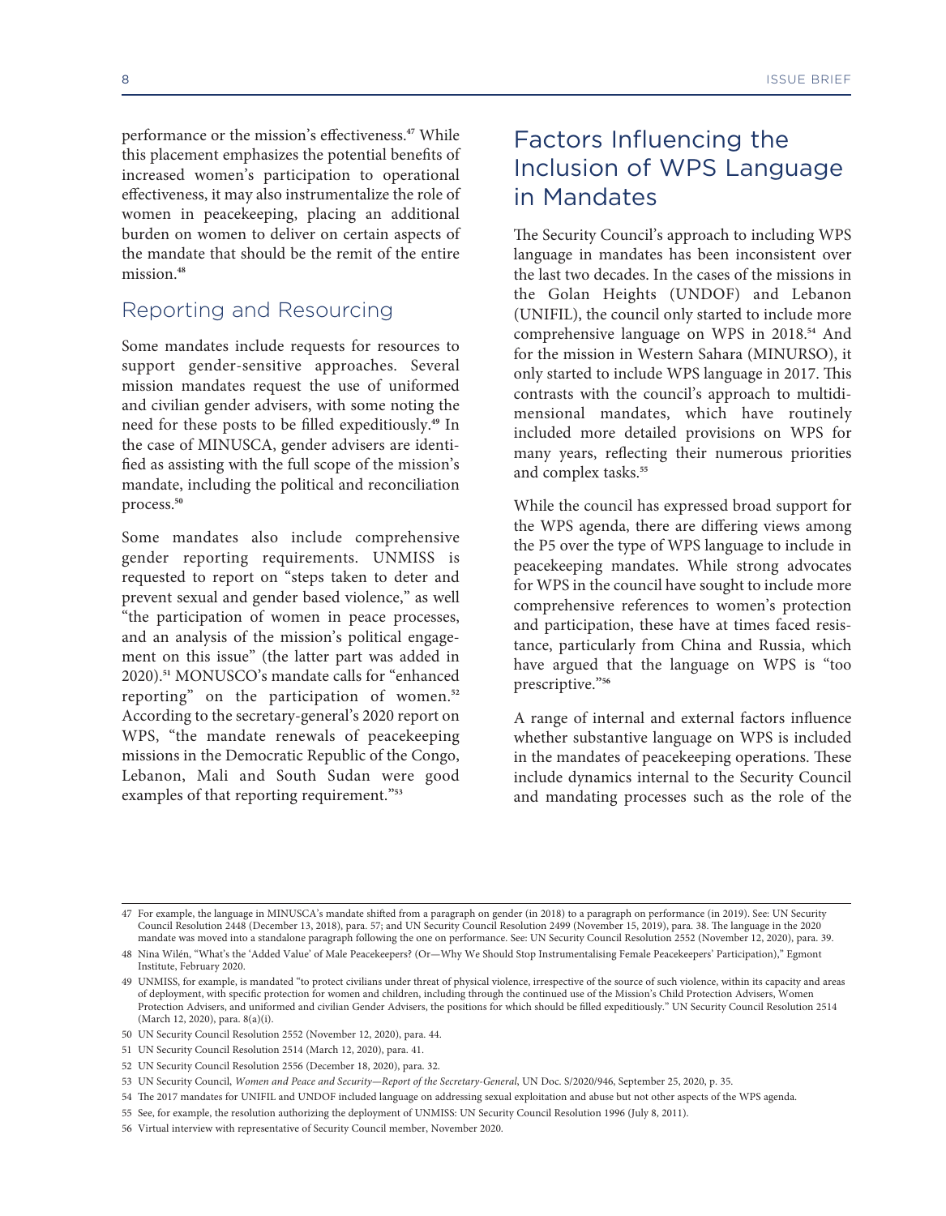performance or the mission's effectiveness.[47] While this placement emphasizes the potential benefits of increased women's participation to operational effectiveness, it may also instrumentalize the role of women in peacekeeping, placing an additional burden on women to deliver on certain aspects of the mandate that should be the remit of the entire mission.[48]

### Reporting and Resourcing

Some mandates include requests for resources to support gender-sensitive approaches. Several mission mandates request the use of uniformed and civilian gender advisers, with some noting the need for these posts to be filled expeditiously.[49] In the case of MINUSCA, gender advisers are identified as assisting with the full scope of the mission's mandate, including the political and reconciliation process.[50]

Some mandates also include comprehensive gender reporting requirements. UNMISS is requested to report on "steps taken to deter and prevent sexual and gender based violence," as well "the participation of women in peace processes, and an analysis of the mission's political engagement on this issue" (the latter part was added in 2020).[51] MONUSCO's mandate calls for "enhanced reporting" on the participation of women.[52] According to the secretary-general's 2020 report on WPS, "the mandate renewals of peacekeeping missions in the Democratic Republic of the Congo, Lebanon, Mali and South Sudan were good examples of that reporting requirement."[53]

## Factors Influencing the Inclusion of WPS Language in Mandates

The Security Council's approach to including WPS language in mandates has been inconsistent over the last two decades. In the cases of the missions in the Golan Heights (UNDOF) and Lebanon (UNIFIL), the council only started to include more comprehensive language on WPS in 2018.[54] And for the mission in Western Sahara (MINURSO), it only started to include WPS language in 2017. This contrasts with the council's approach to multidimensional mandates, which have routinely included more detailed provisions on WPS for many years, reflecting their numerous priorities and complex tasks.[55]

While the council has expressed broad support for the WPS agenda, there are differing views among the P5 over the type of WPS language to include in peacekeeping mandates. While strong advocates for WPS in the council have sought to include more comprehensive references to women's protection and participation, these have at times faced resistance, particularly from China and Russia, which have argued that the language on WPS is "too prescriptive."[56]

A range of internal and external factors influence whether substantive language on WPS is included in the mandates of peacekeeping operations. These include dynamics internal to the Security Council and mandating processes such as the role of the

---

47 For example, the language in MINUSCA's mandate shifted from a paragraph on gender (in 2018) to a paragraph on performance (in 2019). See: UN Security Council Resolution 2448 (December 13, 2018), para. 57; and UN Security Council Resolution 2499 (November 15, 2019), para. 38. The language in the 2020 mandate was moved into a standalone paragraph following the one on performance. See: UN Security Council Resolution 2552 (November 12, 2020), para. 39.

48 Nina Wilén, "What's the 'Added Value' of Male Peacekeepers? (Or—Why We Should Stop Instrumentalising Female Peacekeepers' Participation)," Egmont Institute, February 2020.

49 UNMISS, for example, is mandated "to protect civilians under threat of physical violence, irrespective of the source of such violence, within its capacity and areas of deployment, with specific protection for women and children, including through the continued use of the Mission's Child Protection Advisers, Women Protection Advisers, and uniformed and civilian Gender Advisers, the positions for which should be filled expeditiously." UN Security Council Resolution 2514 (March 12, 2020), para. 8(a)(i).

50 UN Security Council Resolution 2552 (November 12, 2020), para. 44.

51 UN Security Council Resolution 2514 (March 12, 2020), para. 41.

52 UN Security Council Resolution 2556 (December 18, 2020), para. 32.

53 UN Security Council, *Women and Peace and Security—Report of the Secretary-General*, UN Doc. S/2020/946, September 25, 2020, p. 35.

54 The 2017 mandates for UNIFIL and UNDOF included language on addressing sexual exploitation and abuse but not other aspects of the WPS agenda.

55 See, for example, the resolution authorizing the deployment of UNMISS: UN Security Council Resolution 1996 (July 8, 2011).

56 Virtual interview with representative of Security Council member, November 2020.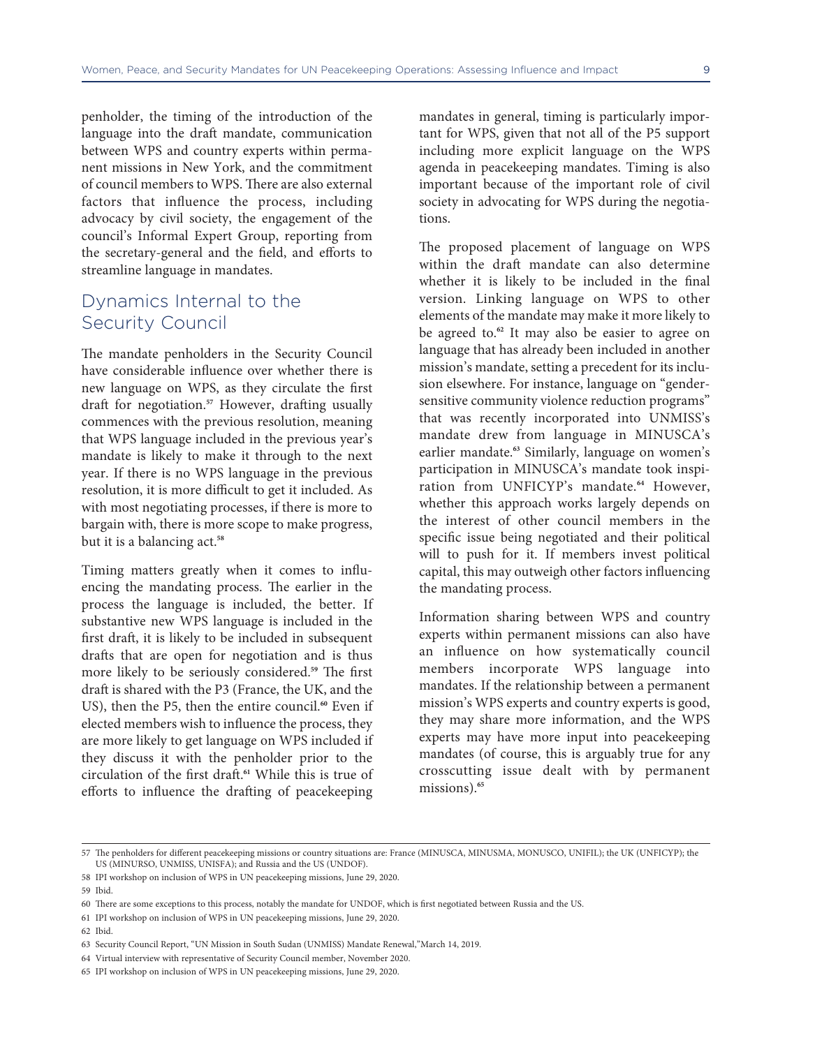penholder, the timing of the introduction of the language into the draft mandate, communication between WPS and country experts within permanent missions in New York, and the commitment of council members to WPS. There are also external factors that influence the process, including advocacy by civil society, the engagement of the council's Informal Expert Group, reporting from the secretary-general and the field, and efforts to streamline language in mandates.

## Dynamics Internal to the Security Council

The mandate penholders in the Security Council have considerable influence over whether there is new language on WPS, as they circulate the first draft for negotiation.[57] However, drafting usually commences with the previous resolution, meaning that WPS language included in the previous year's mandate is likely to make it through to the next year. If there is no WPS language in the previous resolution, it is more difficult to get it included. As with most negotiating processes, if there is more to bargain with, there is more scope to make progress, but it is a balancing act.[58]

Timing matters greatly when it comes to influencing the mandating process. The earlier in the process the language is included, the better. If substantive new WPS language is included in the first draft, it is likely to be included in subsequent drafts that are open for negotiation and is thus more likely to be seriously considered.[59] The first draft is shared with the P3 (France, the UK, and the US), then the P5, then the entire council.[60] Even if elected members wish to influence the process, they are more likely to get language on WPS included if they discuss it with the penholder prior to the circulation of the first draft.[61] While this is true of efforts to influence the drafting of peacekeeping mandates in general, timing is particularly important for WPS, given that not all of the P5 support including more explicit language on the WPS agenda in peacekeeping mandates. Timing is also important because of the important role of civil society in advocating for WPS during the negotiations.

The proposed placement of language on WPS within the draft mandate can also determine whether it is likely to be included in the final version. Linking language on WPS to other elements of the mandate may make it more likely to be agreed to.[62] It may also be easier to agree on language that has already been included in another mission's mandate, setting a precedent for its inclusion elsewhere. For instance, language on "gender-sensitive community violence reduction programs" that was recently incorporated into UNMISS's mandate drew from language in MINUSCA's earlier mandate.[63] Similarly, language on women's participation in MINUSCA's mandate took inspiration from UNFICYP's mandate.[64] However, whether this approach works largely depends on the interest of other council members in the specific issue being negotiated and their political will to push for it. If members invest political capital, this may outweigh other factors influencing the mandating process.

Information sharing between WPS and country experts within permanent missions can also have an influence on how systematically council members incorporate WPS language into mandates. If the relationship between a permanent mission's WPS experts and country experts is good, they may share more information, and the WPS experts may have more input into peacekeeping mandates (of course, this is arguably true for any crosscutting issue dealt with by permanent missions).[65]

---

57 The penholders for different peacekeeping missions or country situations are: France (MINUSCA, MINUSMA, MONUSCO, UNIFIL); the UK (UNFICYP); the US (MINURSO, UNMISS, UNISFA); and Russia and the US (UNDOF).

58 IPI workshop on inclusion of WPS in UN peacekeeping missions, June 29, 2020.

59 Ibid.

60 There are some exceptions to this process, notably the mandate for UNDOF, which is first negotiated between Russia and the US.

61 IPI workshop on inclusion of WPS in UN peacekeeping missions, June 29, 2020.

62 Ibid.

63 Security Council Report, "UN Mission in South Sudan (UNMISS) Mandate Renewal,"March 14, 2019.

64 Virtual interview with representative of Security Council member, November 2020.

65 IPI workshop on inclusion of WPS in UN peacekeeping missions, June 29, 2020.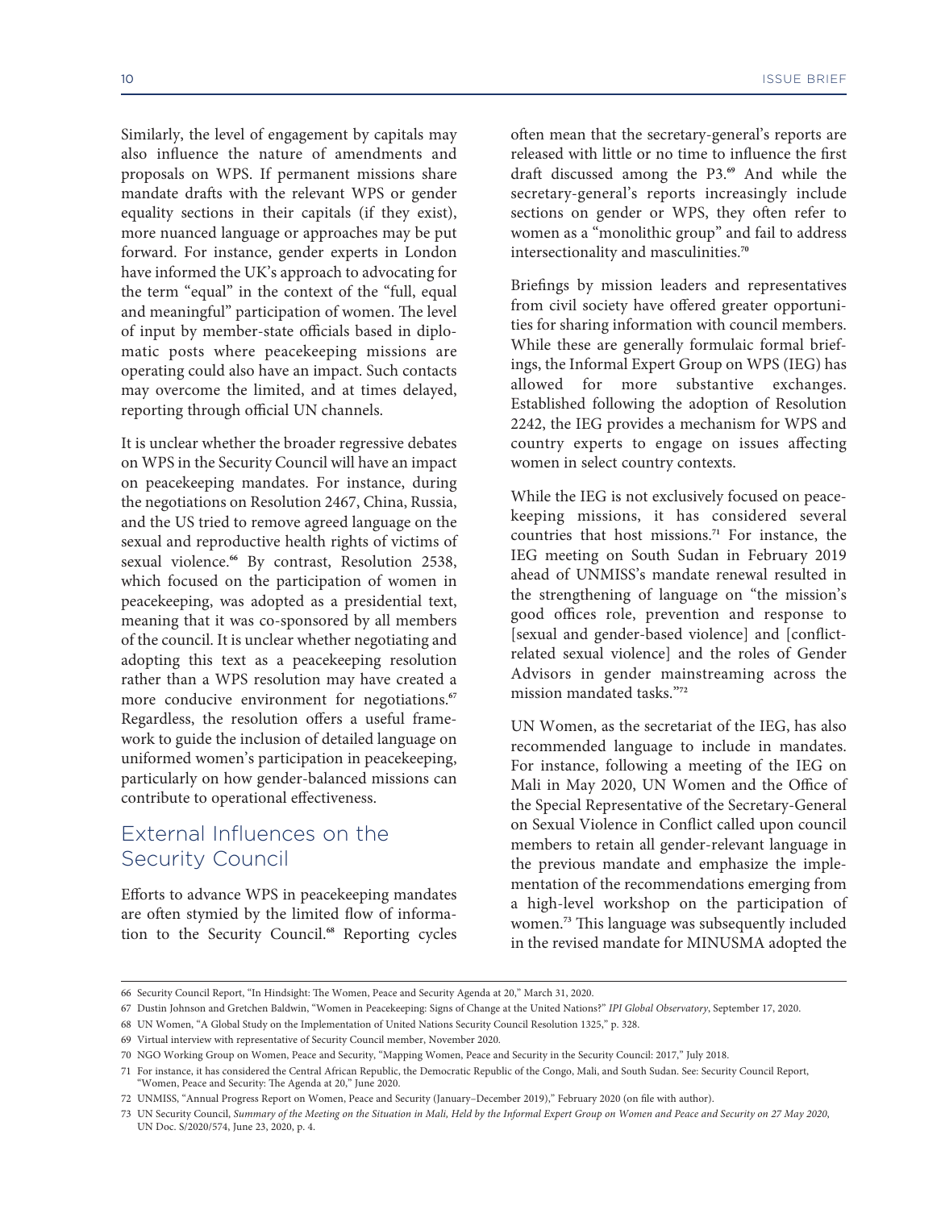Similarly, the level of engagement by capitals may also influence the nature of amendments and proposals on WPS. If permanent missions share mandate drafts with the relevant WPS or gender equality sections in their capitals (if they exist), more nuanced language or approaches may be put forward. For instance, gender experts in London have informed the UK's approach to advocating for the term "equal" in the context of the "full, equal and meaningful" participation of women. The level of input by member-state officials based in diplomatic posts where peacekeeping missions are operating could also have an impact. Such contacts may overcome the limited, and at times delayed, reporting through official UN channels.

It is unclear whether the broader regressive debates on WPS in the Security Council will have an impact on peacekeeping mandates. For instance, during the negotiations on Resolution 2467, China, Russia, and the US tried to remove agreed language on the sexual and reproductive health rights of victims of sexual violence.[66] By contrast, Resolution 2538, which focused on the participation of women in peacekeeping, was adopted as a presidential text, meaning that it was co-sponsored by all members of the council. It is unclear whether negotiating and adopting this text as a peacekeeping resolution rather than a WPS resolution may have created a more conducive environment for negotiations.[67] Regardless, the resolution offers a useful framework to guide the inclusion of detailed language on uniformed women's participation in peacekeeping, particularly on how gender-balanced missions can contribute to operational effectiveness.

## External Influences on the Security Council

Efforts to advance WPS in peacekeeping mandates are often stymied by the limited flow of information to the Security Council.[68] Reporting cycles often mean that the secretary-general's reports are released with little or no time to influence the first draft discussed among the P3.[69] And while the secretary-general's reports increasingly include sections on gender or WPS, they often refer to women as a "monolithic group" and fail to address intersectionality and masculinities.[70]

Briefings by mission leaders and representatives from civil society have offered greater opportunities for sharing information with council members. While these are generally formulaic formal briefings, the Informal Expert Group on WPS (IEG) has allowed for more substantive exchanges. Established following the adoption of Resolution 2242, the IEG provides a mechanism for WPS and country experts to engage on issues affecting women in select country contexts.

While the IEG is not exclusively focused on peacekeeping missions, it has considered several countries that host missions.[71] For instance, the IEG meeting on South Sudan in February 2019 ahead of UNMISS's mandate renewal resulted in the strengthening of language on "the mission's good offices role, prevention and response to [sexual and gender-based violence] and [conflict-related sexual violence] and the roles of Gender Advisors in gender mainstreaming across the mission mandated tasks."[72]

UN Women, as the secretariat of the IEG, has also recommended language to include in mandates. For instance, following a meeting of the IEG on Mali in May 2020, UN Women and the Office of the Special Representative of the Secretary-General on Sexual Violence in Conflict called upon council members to retain all gender-relevant language in the previous mandate and emphasize the implementation of the recommendations emerging from a high-level workshop on the participation of women.[73] This language was subsequently included in the revised mandate for MINUSMA adopted the

---

66 Security Council Report, "In Hindsight: The Women, Peace and Security Agenda at 20," March 31, 2020.

67 Dustin Johnson and Gretchen Baldwin, "Women in Peacekeeping: Signs of Change at the United Nations?" *IPI Global Observatory*, September 17, 2020.

68 UN Women, "A Global Study on the Implementation of United Nations Security Council Resolution 1325," p. 328.

69 Virtual interview with representative of Security Council member, November 2020.

70 NGO Working Group on Women, Peace and Security, "Mapping Women, Peace and Security in the Security Council: 2017," July 2018.

71 For instance, it has considered the Central African Republic, the Democratic Republic of the Congo, Mali, and South Sudan. See: Security Council Report, "Women, Peace and Security: The Agenda at 20," June 2020.

72 UNMISS, "Annual Progress Report on Women, Peace and Security (January–December 2019)," February 2020 (on file with author).

73 UN Security Council, *Summary of the Meeting on the Situation in Mali, Held by the Informal Expert Group on Women and Peace and Security on 27 May 2020*, UN Doc. S/2020/574, June 23, 2020, p. 4.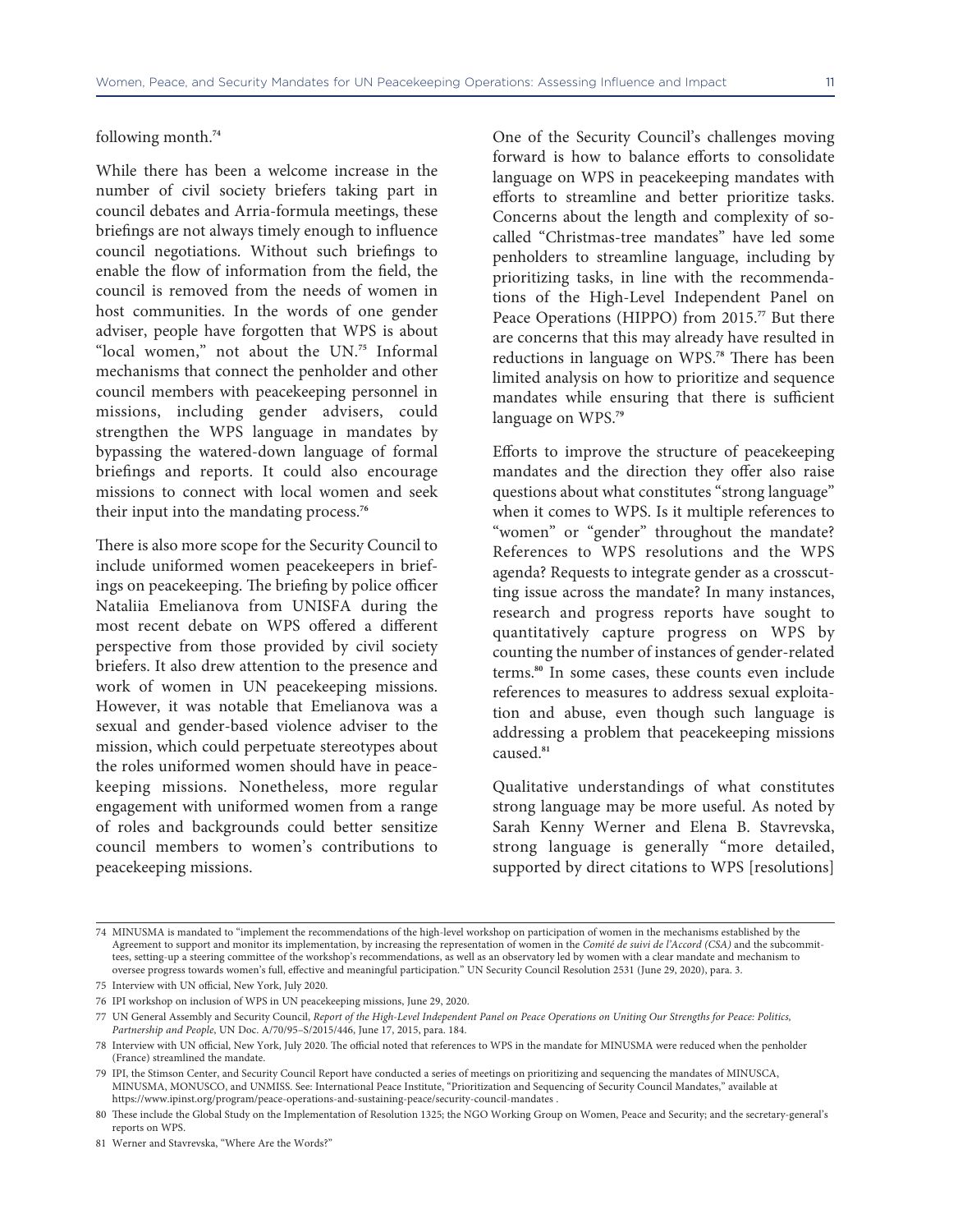following month.[74]

While there has been a welcome increase in the number of civil society briefers taking part in council debates and Arria-formula meetings, these briefings are not always timely enough to influence council negotiations. Without such briefings to enable the flow of information from the field, the council is removed from the needs of women in host communities. In the words of one gender adviser, people have forgotten that WPS is about "local women," not about the UN.[75] Informal mechanisms that connect the penholder and other council members with peacekeeping personnel in missions, including gender advisers, could strengthen the WPS language in mandates by bypassing the watered-down language of formal briefings and reports. It could also encourage missions to connect with local women and seek their input into the mandating process.[76]

There is also more scope for the Security Council to include uniformed women peacekeepers in briefings on peacekeeping. The briefing by police officer Nataliia Emelianova from UNISFA during the most recent debate on WPS offered a different perspective from those provided by civil society briefers. It also drew attention to the presence and work of women in UN peacekeeping missions. However, it was notable that Emelianova was a sexual and gender-based violence adviser to the mission, which could perpetuate stereotypes about the roles uniformed women should have in peacekeeping missions. Nonetheless, more regular engagement with uniformed women from a range of roles and backgrounds could better sensitize council members to women's contributions to peacekeeping missions.

One of the Security Council's challenges moving forward is how to balance efforts to consolidate language on WPS in peacekeeping mandates with efforts to streamline and better prioritize tasks. Concerns about the length and complexity of so-called "Christmas-tree mandates" have led some penholders to streamline language, including by prioritizing tasks, in line with the recommendations of the High-Level Independent Panel on Peace Operations (HIPPO) from 2015.[77] But there are concerns that this may already have resulted in reductions in language on WPS.[78] There has been limited analysis on how to prioritize and sequence mandates while ensuring that there is sufficient language on WPS.[79]

Efforts to improve the structure of peacekeeping mandates and the direction they offer also raise questions about what constitutes "strong language" when it comes to WPS. Is it multiple references to "women" or "gender" throughout the mandate? References to WPS resolutions and the WPS agenda? Requests to integrate gender as a crosscutting issue across the mandate? In many instances, research and progress reports have sought to quantitatively capture progress on WPS by counting the number of instances of gender-related terms.[80] In some cases, these counts even include references to measures to address sexual exploitation and abuse, even though such language is addressing a problem that peacekeeping missions caused.[81]

Qualitative understandings of what constitutes strong language may be more useful. As noted by Sarah Kenny Werner and Elena B. Stavrevska, strong language is generally "more detailed, supported by direct citations to WPS [resolutions]

---

74 MINUSMA is mandated to "implement the recommendations of the high-level workshop on participation of women in the mechanisms established by the Agreement to support and monitor its implementation, by increasing the representation of women in the *Comité de suivi de l'Accord (CSA)* and the subcommittees, setting-up a steering committee of the workshop's recommendations, as well as an observatory led by women with a clear mandate and mechanism to oversee progress towards women's full, effective and meaningful participation." UN Security Council Resolution 2531 (June 29, 2020), para. 3.

75 Interview with UN official, New York, July 2020.

76 IPI workshop on inclusion of WPS in UN peacekeeping missions, June 29, 2020.

77 UN General Assembly and Security Council, *Report of the High-Level Independent Panel on Peace Operations on Uniting Our Strengths for Peace: Politics, Partnership and People*, UN Doc. A/70/95–S/2015/446, June 17, 2015, para. 184.

78 Interview with UN official, New York, July 2020. The official noted that references to WPS in the mandate for MINUSMA were reduced when the penholder (France) streamlined the mandate.

79 IPI, the Stimson Center, and Security Council Report have conducted a series of meetings on prioritizing and sequencing the mandates of MINUSCA, MINUSMA, MONUSCO, and UNMISS. See: International Peace Institute, "Prioritization and Sequencing of Security Council Mandates," available at https://www.ipinst.org/program/peace-operations-and-sustaining-peace/security-council-mandates .

80 These include the Global Study on the Implementation of Resolution 1325; the NGO Working Group on Women, Peace and Security; and the secretary-general's reports on WPS.

81 Werner and Stavrevska, "Where Are the Words?"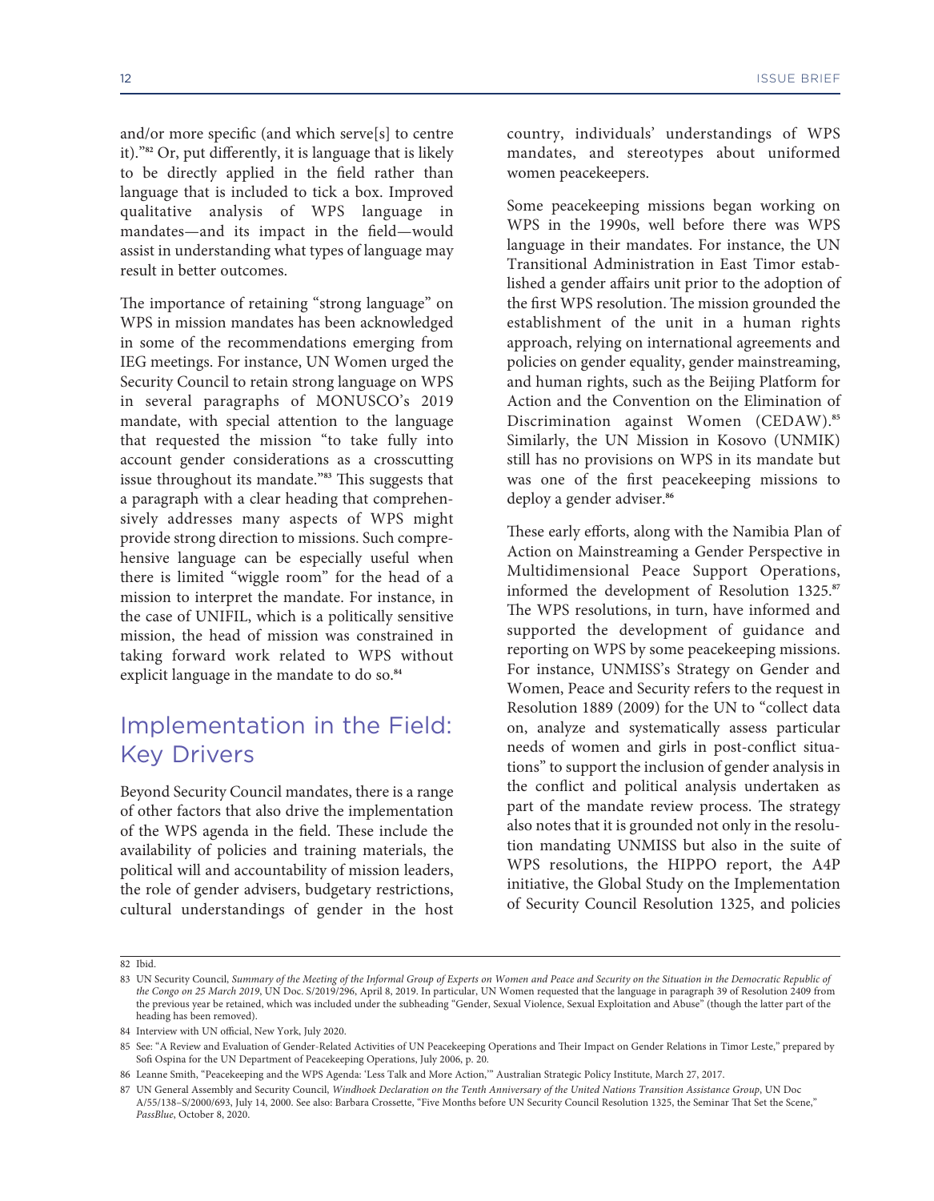and/or more specific (and which serve[s] to centre it)."[82] Or, put differently, it is language that is likely to be directly applied in the field rather than language that is included to tick a box. Improved qualitative analysis of WPS language in mandates—and its impact in the field—would assist in understanding what types of language may result in better outcomes.

The importance of retaining "strong language" on WPS in mission mandates has been acknowledged in some of the recommendations emerging from IEG meetings. For instance, UN Women urged the Security Council to retain strong language on WPS in several paragraphs of MONUSCO's 2019 mandate, with special attention to the language that requested the mission "to take fully into account gender considerations as a crosscutting issue throughout its mandate."[83] This suggests that a paragraph with a clear heading that comprehensively addresses many aspects of WPS might provide strong direction to missions. Such comprehensive language can be especially useful when there is limited "wiggle room" for the head of a mission to interpret the mandate. For instance, in the case of UNIFIL, which is a politically sensitive mission, the head of mission was constrained in taking forward work related to WPS without explicit language in the mandate to do so.[84]

## Implementation in the Field: Key Drivers

Beyond Security Council mandates, there is a range of other factors that also drive the implementation of the WPS agenda in the field. These include the availability of policies and training materials, the political will and accountability of mission leaders, the role of gender advisers, budgetary restrictions, cultural understandings of gender in the host country, individuals' understandings of WPS mandates, and stereotypes about uniformed women peacekeepers.

Some peacekeeping missions began working on WPS in the 1990s, well before there was WPS language in their mandates. For instance, the UN Transitional Administration in East Timor established a gender affairs unit prior to the adoption of the first WPS resolution. The mission grounded the establishment of the unit in a human rights approach, relying on international agreements and policies on gender equality, gender mainstreaming, and human rights, such as the Beijing Platform for Action and the Convention on the Elimination of Discrimination against Women (CEDAW).[85] Similarly, the UN Mission in Kosovo (UNMIK) still has no provisions on WPS in its mandate but was one of the first peacekeeping missions to deploy a gender adviser.[86]

These early efforts, along with the Namibia Plan of Action on Mainstreaming a Gender Perspective in Multidimensional Peace Support Operations, informed the development of Resolution 1325.[87] The WPS resolutions, in turn, have informed and supported the development of guidance and reporting on WPS by some peacekeeping missions. For instance, UNMISS's Strategy on Gender and Women, Peace and Security refers to the request in Resolution 1889 (2009) for the UN to "collect data on, analyze and systematically assess particular needs of women and girls in post-conflict situations" to support the inclusion of gender analysis in the conflict and political analysis undertaken as part of the mandate review process. The strategy also notes that it is grounded not only in the resolution mandating UNMISS but also in the suite of WPS resolutions, the HIPPO report, the A4P initiative, the Global Study on the Implementation of Security Council Resolution 1325, and policies

---

82 Ibid.

83 UN Security Council, *Summary of the Meeting of the Informal Group of Experts on Women and Peace and Security on the Situation in the Democratic Republic of the Congo on 25 March 2019*, UN Doc. S/2019/296, April 8, 2019. In particular, UN Women requested that the language in paragraph 39 of Resolution 2409 from the previous year be retained, which was included under the subheading "Gender, Sexual Violence, Sexual Exploitation and Abuse" (though the latter part of the heading has been removed).

84 Interview with UN official, New York, July 2020.

85 See: "A Review and Evaluation of Gender-Related Activities of UN Peacekeeping Operations and Their Impact on Gender Relations in Timor Leste," prepared by Sofi Ospina for the UN Department of Peacekeeping Operations, July 2006, p. 20.

86 Leanne Smith, "Peacekeeping and the WPS Agenda: 'Less Talk and More Action,'" Australian Strategic Policy Institute, March 27, 2017.

87 UN General Assembly and Security Council, *Windhoek Declaration on the Tenth Anniversary of the United Nations Transition Assistance Group*, UN Doc A/55/138–S/2000/693, July 14, 2000. See also: Barbara Crossette, "Five Months before UN Security Council Resolution 1325, the Seminar That Set the Scene," *PassBlue*, October 8, 2020.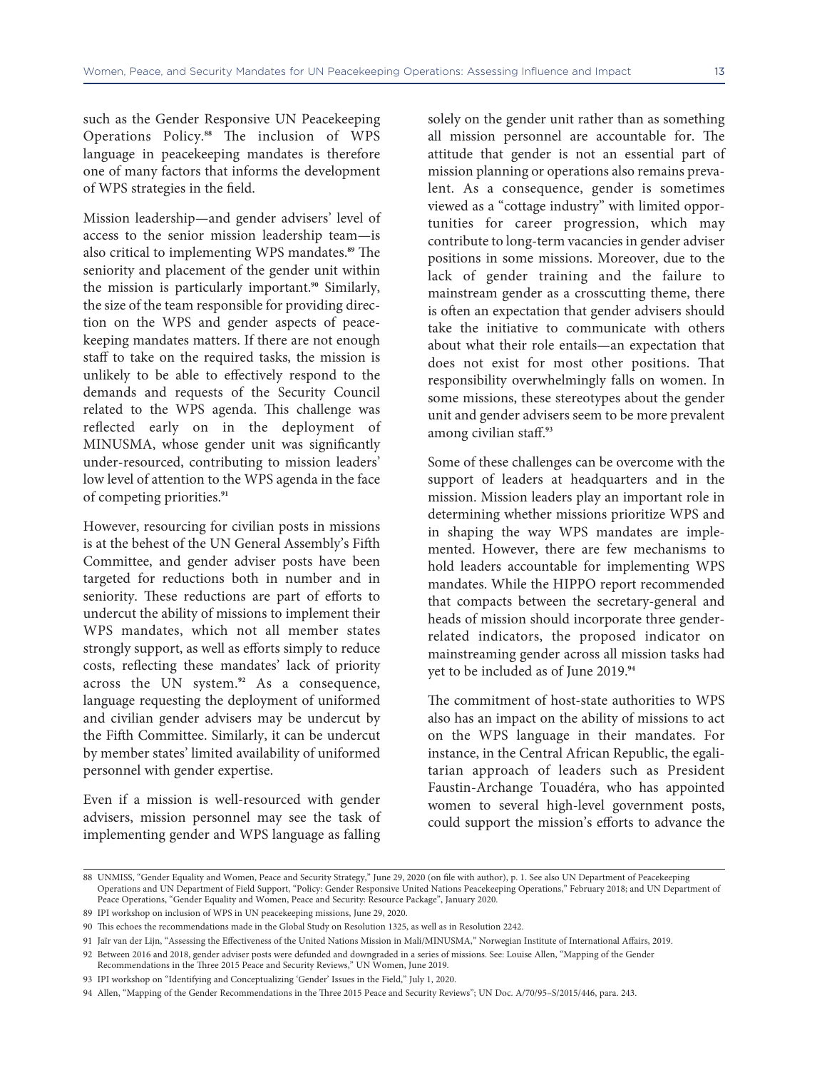such as the Gender Responsive UN Peacekeeping Operations Policy.[88] The inclusion of WPS language in peacekeeping mandates is therefore one of many factors that informs the development of WPS strategies in the field.

Mission leadership—and gender advisers' level of access to the senior mission leadership team—is also critical to implementing WPS mandates.[89] The seniority and placement of the gender unit within the mission is particularly important.[90] Similarly, the size of the team responsible for providing direction on the WPS and gender aspects of peacekeeping mandates matters. If there are not enough staff to take on the required tasks, the mission is unlikely to be able to effectively respond to the demands and requests of the Security Council related to the WPS agenda. This challenge was reflected early on in the deployment of MINUSMA, whose gender unit was significantly under-resourced, contributing to mission leaders' low level of attention to the WPS agenda in the face of competing priorities.[91]

However, resourcing for civilian posts in missions is at the behest of the UN General Assembly's Fifth Committee, and gender adviser posts have been targeted for reductions both in number and in seniority. These reductions are part of efforts to undercut the ability of missions to implement their WPS mandates, which not all member states strongly support, as well as efforts simply to reduce costs, reflecting these mandates' lack of priority across the UN system.[92] As a consequence, language requesting the deployment of uniformed and civilian gender advisers may be undercut by the Fifth Committee. Similarly, it can be undercut by member states' limited availability of uniformed personnel with gender expertise.

Even if a mission is well-resourced with gender advisers, mission personnel may see the task of implementing gender and WPS language as falling solely on the gender unit rather than as something all mission personnel are accountable for. The attitude that gender is not an essential part of mission planning or operations also remains prevalent. As a consequence, gender is sometimes viewed as a "cottage industry" with limited opportunities for career progression, which may contribute to long-term vacancies in gender adviser positions in some missions. Moreover, due to the lack of gender training and the failure to mainstream gender as a crosscutting theme, there is often an expectation that gender advisers should take the initiative to communicate with others about what their role entails—an expectation that does not exist for most other positions. That responsibility overwhelmingly falls on women. In some missions, these stereotypes about the gender unit and gender advisers seem to be more prevalent among civilian staff.[93]

Some of these challenges can be overcome with the support of leaders at headquarters and in the mission. Mission leaders play an important role in determining whether missions prioritize WPS and in shaping the way WPS mandates are implemented. However, there are few mechanisms to hold leaders accountable for implementing WPS mandates. While the HIPPO report recommended that compacts between the secretary-general and heads of mission should incorporate three gender-related indicators, the proposed indicator on mainstreaming gender across all mission tasks had yet to be included as of June 2019.[94]

The commitment of host-state authorities to WPS also has an impact on the ability of missions to act on the WPS language in their mandates. For instance, in the Central African Republic, the egalitarian approach of leaders such as President Faustin-Archange Touadéra, who has appointed women to several high-level government posts, could support the mission's efforts to advance the

---

88 UNMISS, "Gender Equality and Women, Peace and Security Strategy," June 29, 2020 (on file with author), p. 1. See also UN Department of Peacekeeping Operations and UN Department of Field Support, "Policy: Gender Responsive United Nations Peacekeeping Operations," February 2018; and UN Department of Peace Operations, "Gender Equality and Women, Peace and Security: Resource Package", January 2020.

89 IPI workshop on inclusion of WPS in UN peacekeeping missions, June 29, 2020.

90 This echoes the recommendations made in the Global Study on Resolution 1325, as well as in Resolution 2242.

91 Jaïr van der Lijn, "Assessing the Effectiveness of the United Nations Mission in Mali/MINUSMA," Norwegian Institute of International Affairs, 2019.

92 Between 2016 and 2018, gender adviser posts were defunded and downgraded in a series of missions. See: Louise Allen, "Mapping of the Gender Recommendations in the Three 2015 Peace and Security Reviews," UN Women, June 2019.

93 IPI workshop on "Identifying and Conceptualizing 'Gender' Issues in the Field," July 1, 2020.

94 Allen, "Mapping of the Gender Recommendations in the Three 2015 Peace and Security Reviews"; UN Doc. A/70/95–S/2015/446, para. 243.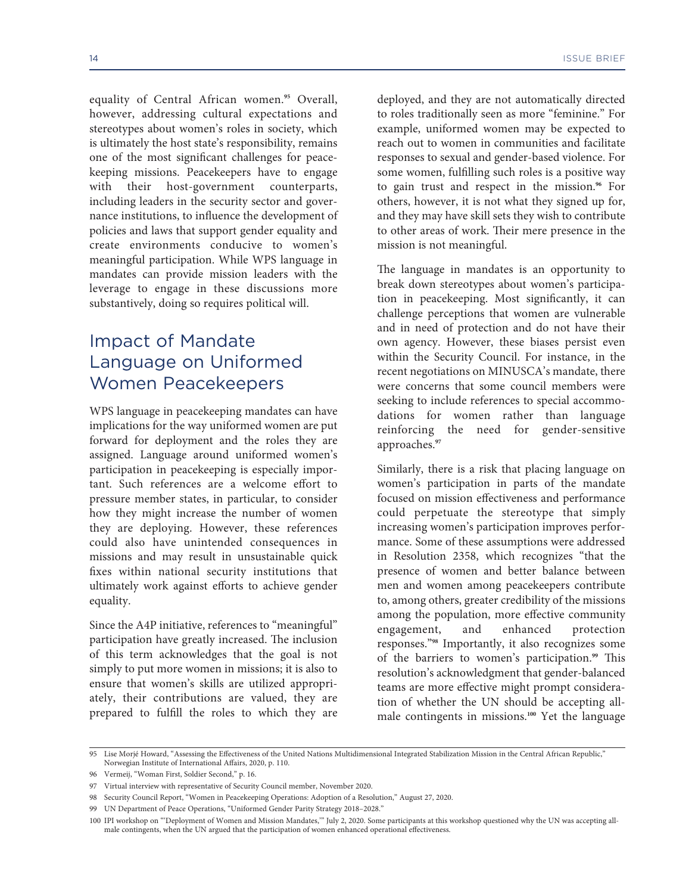equality of Central African women.[95] Overall, however, addressing cultural expectations and stereotypes about women's roles in society, which is ultimately the host state's responsibility, remains one of the most significant challenges for peacekeeping missions. Peacekeepers have to engage with their host-government counterparts, including leaders in the security sector and governance institutions, to influence the development of policies and laws that support gender equality and create environments conducive to women's meaningful participation. While WPS language in mandates can provide mission leaders with the leverage to engage in these discussions more substantively, doing so requires political will.

## Impact of Mandate Language on Uniformed Women Peacekeepers

WPS language in peacekeeping mandates can have implications for the way uniformed women are put forward for deployment and the roles they are assigned. Language around uniformed women's participation in peacekeeping is especially important. Such references are a welcome effort to pressure member states, in particular, to consider how they might increase the number of women they are deploying. However, these references could also have unintended consequences in missions and may result in unsustainable quick fixes within national security institutions that ultimately work against efforts to achieve gender equality.

Since the A4P initiative, references to "meaningful" participation have greatly increased. The inclusion of this term acknowledges that the goal is not simply to put more women in missions; it is also to ensure that women's skills are utilized appropriately, their contributions are valued, they are prepared to fulfill the roles to which they are deployed, and they are not automatically directed to roles traditionally seen as more "feminine." For example, uniformed women may be expected to reach out to women in communities and facilitate responses to sexual and gender-based violence. For some women, fulfilling such roles is a positive way to gain trust and respect in the mission.[96] For others, however, it is not what they signed up for, and they may have skill sets they wish to contribute to other areas of work. Their mere presence in the mission is not meaningful.

The language in mandates is an opportunity to break down stereotypes about women's participation in peacekeeping. Most significantly, it can challenge perceptions that women are vulnerable and in need of protection and do not have their own agency. However, these biases persist even within the Security Council. For instance, in the recent negotiations on MINUSCA's mandate, there were concerns that some council members were seeking to include references to special accommodations for women rather than language reinforcing the need for gender-sensitive approaches.[97]

Similarly, there is a risk that placing language on women's participation in parts of the mandate focused on mission effectiveness and performance could perpetuate the stereotype that simply increasing women's participation improves performance. Some of these assumptions were addressed in Resolution 2358, which recognizes "that the presence of women and better balance between men and women among peacekeepers contribute to, among others, greater credibility of the missions among the population, more effective community engagement, and enhanced protection responses."[98] Importantly, it also recognizes some of the barriers to women's participation.[99] This resolution's acknowledgment that gender-balanced teams are more effective might prompt consideration of whether the UN should be accepting all-male contingents in missions.[100] Yet the language

95 Lise Morjé Howard, "Assessing the Effectiveness of the United Nations Multidimensional Integrated Stabilization Mission in the Central African Republic," Norwegian Institute of International Affairs, 2020, p. 110.

96 Vermeij, "Woman First, Soldier Second," p. 16.

97 Virtual interview with representative of Security Council member, November 2020.

98 Security Council Report, "Women in Peacekeeping Operations: Adoption of a Resolution," August 27, 2020.

99 UN Department of Peace Operations, "Uniformed Gender Parity Strategy 2018–2028."

100 IPI workshop on "'Deployment of Women and Mission Mandates,'" July 2, 2020. Some participants at this workshop questioned why the UN was accepting all-male contingents, when the UN argued that the participation of women enhanced operational effectiveness.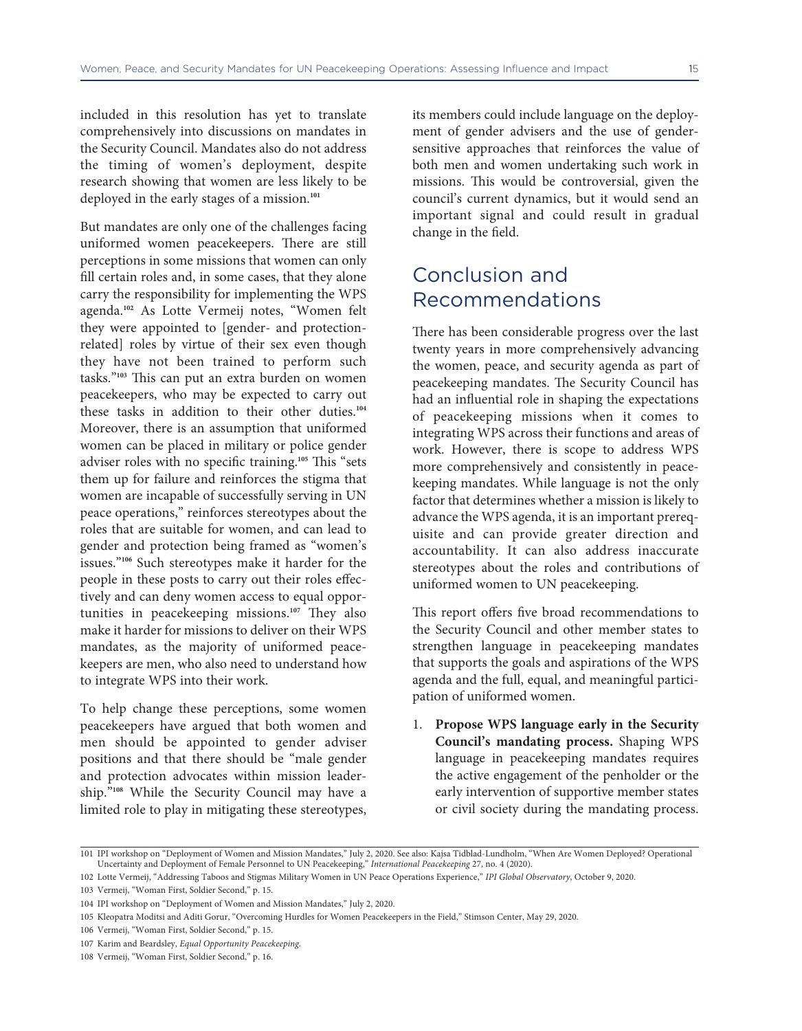included in this resolution has yet to translate comprehensively into discussions on mandates in the Security Council. Mandates also do not address the timing of women's deployment, despite research showing that women are less likely to be deployed in the early stages of a mission.[101]

But mandates are only one of the challenges facing uniformed women peacekeepers. There are still perceptions in some missions that women can only fill certain roles and, in some cases, that they alone carry the responsibility for implementing the WPS agenda.[102] As Lotte Vermeij notes, "Women felt they were appointed to [gender- and protection-related] roles by virtue of their sex even though they have not been trained to perform such tasks."[103] This can put an extra burden on women peacekeepers, who may be expected to carry out these tasks in addition to their other duties.[104] Moreover, there is an assumption that uniformed women can be placed in military or police gender adviser roles with no specific training.[105] This "sets them up for failure and reinforces the stigma that women are incapable of successfully serving in UN peace operations," reinforces stereotypes about the roles that are suitable for women, and can lead to gender and protection being framed as "women's issues."[106] Such stereotypes make it harder for the people in these posts to carry out their roles effectively and can deny women access to equal opportunities in peacekeeping missions.[107] They also make it harder for missions to deliver on their WPS mandates, as the majority of uniformed peacekeepers are men, who also need to understand how to integrate WPS into their work.

To help change these perceptions, some women peacekeepers have argued that both women and men should be appointed to gender adviser positions and that there should be "male gender and protection advocates within mission leadership."[108] While the Security Council may have a limited role to play in mitigating these stereotypes, its members could include language on the deployment of gender advisers and the use of gender-sensitive approaches that reinforces the value of both men and women undertaking such work in missions. This would be controversial, given the council's current dynamics, but it would send an important signal and could result in gradual change in the field.

## Conclusion and Recommendations

There has been considerable progress over the last twenty years in more comprehensively advancing the women, peace, and security agenda as part of peacekeeping mandates. The Security Council has had an influential role in shaping the expectations of peacekeeping missions when it comes to integrating WPS across their functions and areas of work. However, there is scope to address WPS more comprehensively and consistently in peacekeeping mandates. While language is not the only factor that determines whether a mission is likely to advance the WPS agenda, it is an important prerequisite and can provide greater direction and accountability. It can also address inaccurate stereotypes about the roles and contributions of uniformed women to UN peacekeeping.

This report offers five broad recommendations to the Security Council and other member states to strengthen language in peacekeeping mandates that supports the goals and aspirations of the WPS agenda and the full, equal, and meaningful participation of uniformed women.

1. **Propose WPS language early in the Security Council's mandating process.** Shaping WPS language in peacekeeping mandates requires the active engagement of the penholder or the early intervention of supportive member states or civil society during the mandating process.

---

101 IPI workshop on "Deployment of Women and Mission Mandates," July 2, 2020. See also: Kajsa Tidblad-Lundholm, "When Are Women Deployed? Operational Uncertainty and Deployment of Female Personnel to UN Peacekeeping," *International Peacekeeping* 27, no. 4 (2020).

102 Lotte Vermeij, "Addressing Taboos and Stigmas Military Women in UN Peace Operations Experience," *IPI Global Observatory*, October 9, 2020.

103 Vermeij, "Woman First, Soldier Second," p. 15.

104 IPI workshop on "Deployment of Women and Mission Mandates," July 2, 2020.

105 Kleopatra Moditsi and Aditi Gorur, "Overcoming Hurdles for Women Peacekeepers in the Field," Stimson Center, May 29, 2020.

106 Vermeij, "Woman First, Soldier Second," p. 15.

107 Karim and Beardsley, *Equal Opportunity Peacekeeping*.

108 Vermeij, "Woman First, Soldier Second," p. 16.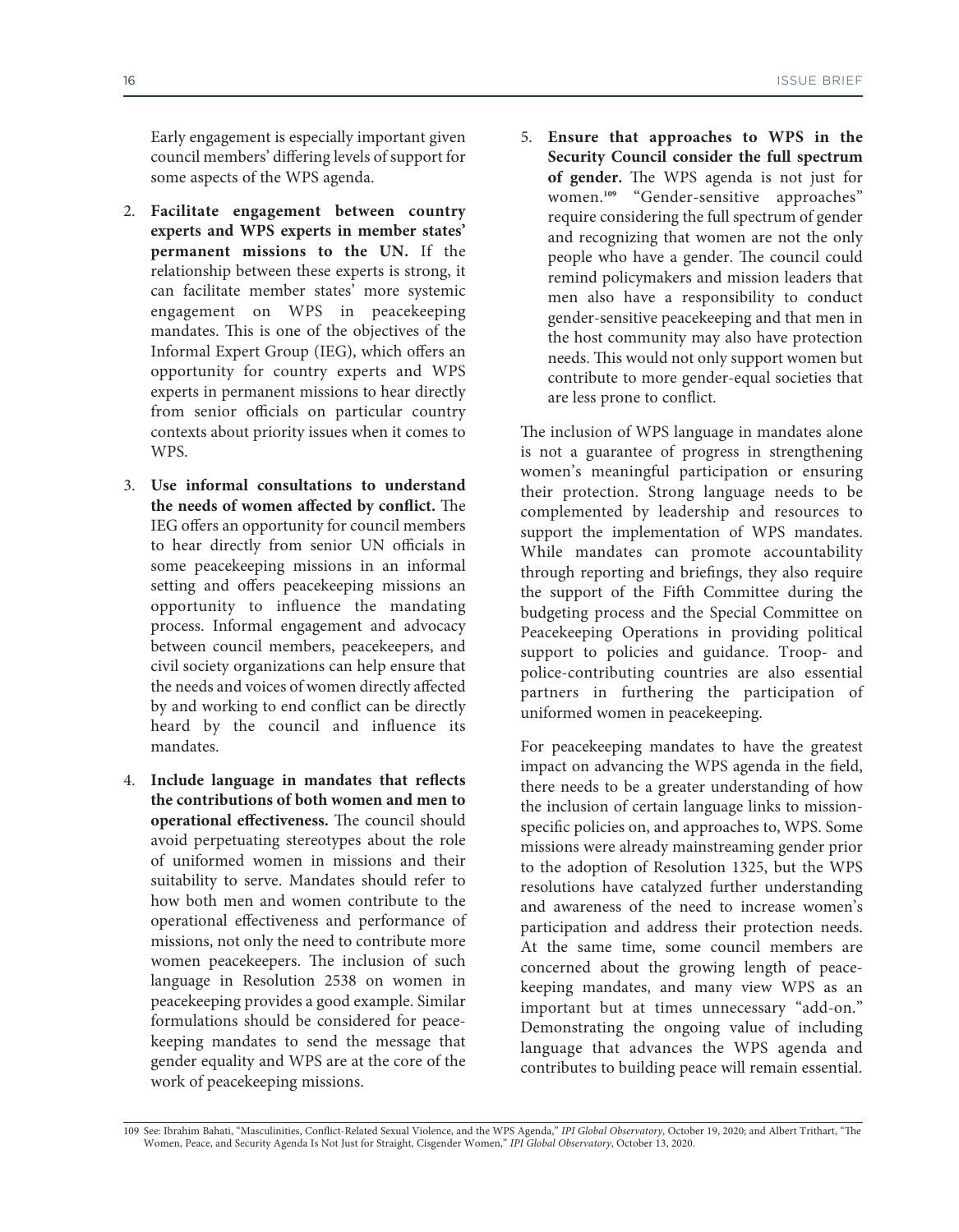Early engagement is especially important given council members' differing levels of support for some aspects of the WPS agenda.

2. **Facilitate engagement between country experts and WPS experts in member states' permanent missions to the UN.** If the relationship between these experts is strong, it can facilitate member states' more systemic engagement on WPS in peacekeeping mandates. This is one of the objectives of the Informal Expert Group (IEG), which offers an opportunity for country experts and WPS experts in permanent missions to hear directly from senior officials on particular country contexts about priority issues when it comes to WPS.

3. **Use informal consultations to understand the needs of women affected by conflict.** The IEG offers an opportunity for council members to hear directly from senior UN officials in some peacekeeping missions in an informal setting and offers peacekeeping missions an opportunity to influence the mandating process. Informal engagement and advocacy between council members, peacekeepers, and civil society organizations can help ensure that the needs and voices of women directly affected by and working to end conflict can be directly heard by the council and influence its mandates.

4. **Include language in mandates that reflects the contributions of both women and men to operational effectiveness.** The council should avoid perpetuating stereotypes about the role of uniformed women in missions and their suitability to serve. Mandates should refer to how both men and women contribute to the operational effectiveness and performance of missions, not only the need to contribute more women peacekeepers. The inclusion of such language in Resolution 2538 on women in peacekeeping provides a good example. Similar formulations should be considered for peacekeeping mandates to send the message that gender equality and WPS are at the core of the work of peacekeeping missions.

5. **Ensure that approaches to WPS in the Security Council consider the full spectrum of gender.** The WPS agenda is not just for women.[109] "Gender-sensitive approaches" require considering the full spectrum of gender and recognizing that women are not the only people who have a gender. The council could remind policymakers and mission leaders that men also have a responsibility to conduct gender-sensitive peacekeeping and that men in the host community may also have protection needs. This would not only support women but contribute to more gender-equal societies that are less prone to conflict.

The inclusion of WPS language in mandates alone is not a guarantee of progress in strengthening women's meaningful participation or ensuring their protection. Strong language needs to be complemented by leadership and resources to support the implementation of WPS mandates. While mandates can promote accountability through reporting and briefings, they also require the support of the Fifth Committee during the budgeting process and the Special Committee on Peacekeeping Operations in providing political support to policies and guidance. Troop- and police-contributing countries are also essential partners in furthering the participation of uniformed women in peacekeeping.

For peacekeeping mandates to have the greatest impact on advancing the WPS agenda in the field, there needs to be a greater understanding of how the inclusion of certain language links to mission-specific policies on, and approaches to, WPS. Some missions were already mainstreaming gender prior to the adoption of Resolution 1325, but the WPS resolutions have catalyzed further understanding and awareness of the need to increase women's participation and address their protection needs. At the same time, some council members are concerned about the growing length of peacekeeping mandates, and many view WPS as an important but at times unnecessary "add-on." Demonstrating the ongoing value of including language that advances the WPS agenda and contributes to building peace will remain essential.

109 See: Ibrahim Bahati, "Masculinities, Conflict-Related Sexual Violence, and the WPS Agenda," *IPI Global Observatory*, October 19, 2020; and Albert Trithart, "The Women, Peace, and Security Agenda Is Not Just for Straight, Cisgender Women," *IPI Global Observatory*, October 13, 2020.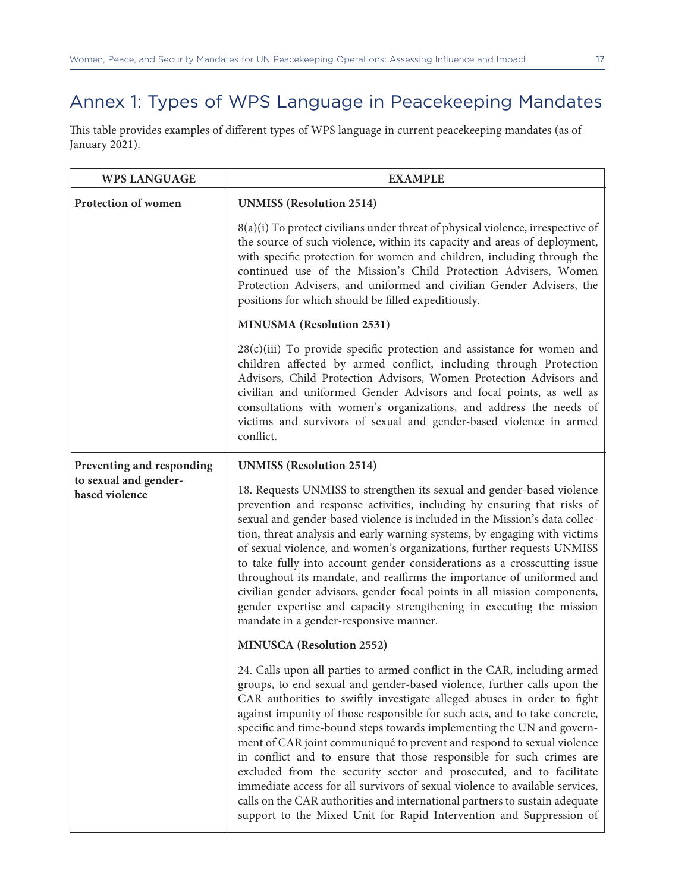## Annex 1: Types of WPS Language in Peacekeeping Mandates

This table provides examples of different types of WPS language in current peacekeeping mandates (as of January 2021).

| WPS LANGUAGE | EXAMPLE |
|---|---|
| **Protection of women** | **UNMISS (Resolution 2514)**<br><br>8(a)(i) To protect civilians under threat of physical violence, irrespective of the source of such violence, within its capacity and areas of deployment, with specific protection for women and children, including through the continued use of the Mission's Child Protection Advisers, Women Protection Advisers, and uniformed and civilian Gender Advisers, the positions for which should be filled expeditiously.<br><br>**MINUSMA (Resolution 2531)**<br><br>28(c)(iii) To provide specific protection and assistance for women and children affected by armed conflict, including through Protection Advisors, Child Protection Advisors, Women Protection Advisors and civilian and uniformed Gender Advisors and focal points, as well as consultations with women's organizations, and address the needs of victims and survivors of sexual and gender-based violence in armed conflict. |
| **Preventing and responding to sexual and gender-based violence** | **UNMISS (Resolution 2514)**<br><br>18. Requests UNMISS to strengthen its sexual and gender-based violence prevention and response activities, including by ensuring that risks of sexual and gender-based violence is included in the Mission's data collection, threat analysis and early warning systems, by engaging with victims of sexual violence, and women's organizations, further requests UNMISS to take fully into account gender considerations as a crosscutting issue throughout its mandate, and reaffirms the importance of uniformed and civilian gender advisors, gender focal points in all mission components, gender expertise and capacity strengthening in executing the mission mandate in a gender-responsive manner.<br><br>**MINUSCA (Resolution 2552)**<br><br>24. Calls upon all parties to armed conflict in the CAR, including armed groups, to end sexual and gender-based violence, further calls upon the CAR authorities to swiftly investigate alleged abuses in order to fight against impunity of those responsible for such acts, and to take concrete, specific and time-bound steps towards implementing the UN and government of CAR joint communiqué to prevent and respond to sexual violence in conflict and to ensure that those responsible for such crimes are excluded from the security sector and prosecuted, and to facilitate immediate access for all survivors of sexual violence to available services, calls on the CAR authorities and international partners to sustain adequate support to the Mixed Unit for Rapid Intervention and Suppression of |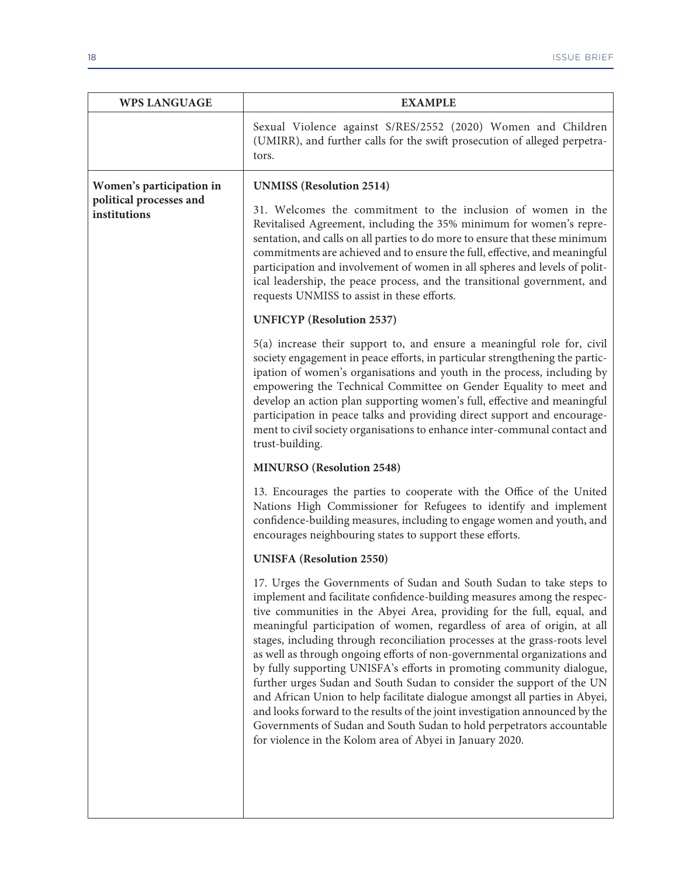| WPS LANGUAGE | EXAMPLE |
| --- | --- |
| | Sexual Violence against S/RES/2552 (2020) Women and Children (UMIRR), and further calls for the swift prosecution of alleged perpetrators. |
| **Women's participation in political processes and institutions** | **UNMISS (Resolution 2514)**<br><br>31. Welcomes the commitment to the inclusion of women in the Revitalised Agreement, including the 35% minimum for women's representation, and calls on all parties to do more to ensure that these minimum commitments are achieved and to ensure the full, effective, and meaningful participation and involvement of women in all spheres and levels of political leadership, the peace process, and the transitional government, and requests UNMISS to assist in these efforts.<br><br>**UNFICYP (Resolution 2537)**<br><br>5(a) increase their support to, and ensure a meaningful role for, civil society engagement in peace efforts, in particular strengthening the participation of women's organisations and youth in the process, including by empowering the Technical Committee on Gender Equality to meet and develop an action plan supporting women's full, effective and meaningful participation in peace talks and providing direct support and encouragement to civil society organisations to enhance inter-communal contact and trust-building.<br><br>**MINURSO (Resolution 2548)**<br><br>13. Encourages the parties to cooperate with the Office of the United Nations High Commissioner for Refugees to identify and implement confidence-building measures, including to engage women and youth, and encourages neighbouring states to support these efforts.<br><br>**UNISFA (Resolution 2550)**<br><br>17. Urges the Governments of Sudan and South Sudan to take steps to implement and facilitate confidence-building measures among the respective communities in the Abyei Area, providing for the full, equal, and meaningful participation of women, regardless of area of origin, at all stages, including through reconciliation processes at the grass-roots level as well as through ongoing efforts of non-governmental organizations and by fully supporting UNISFA's efforts in promoting community dialogue, further urges Sudan and South Sudan to consider the support of the UN and African Union to help facilitate dialogue amongst all parties in Abyei, and looks forward to the results of the joint investigation announced by the Governments of Sudan and South Sudan to hold perpetrators accountable for violence in the Kolom area of Abyei in January 2020. |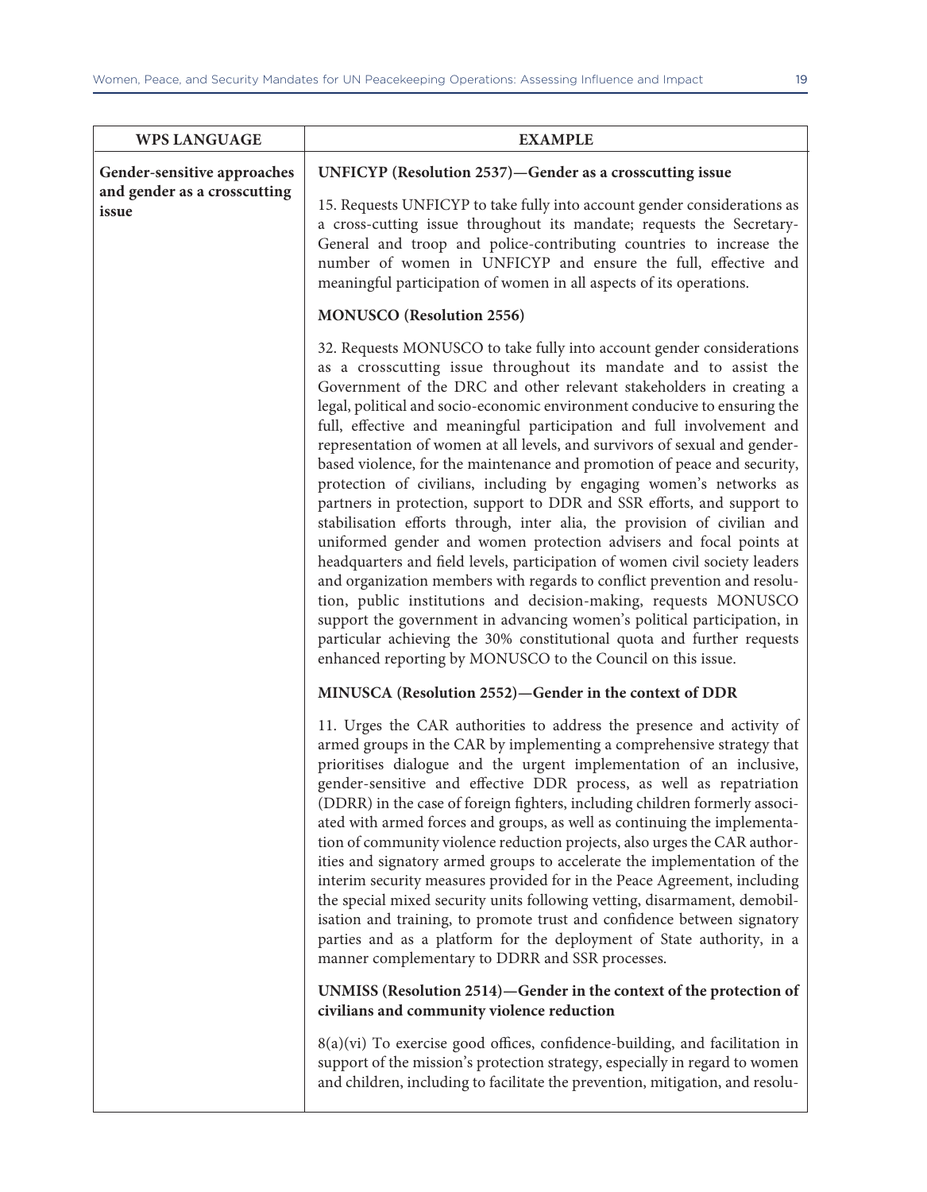| WPS LANGUAGE | EXAMPLE |
|---|---|
| **Gender-sensitive approaches and gender as a crosscutting issue** | **UNFICYP (Resolution 2537)—Gender as a crosscutting issue**<br><br>15. Requests UNFICYP to take fully into account gender considerations as a cross-cutting issue throughout its mandate; requests the Secretary-General and troop and police-contributing countries to increase the number of women in UNFICYP and ensure the full, effective and meaningful participation of women in all aspects of its operations.<br><br>**MONUSCO (Resolution 2556)**<br><br>32. Requests MONUSCO to take fully into account gender considerations as a crosscutting issue throughout its mandate and to assist the Government of the DRC and other relevant stakeholders in creating a legal, political and socio-economic environment conducive to ensuring the full, effective and meaningful participation and full involvement and representation of women at all levels, and survivors of sexual and gender-based violence, for the maintenance and promotion of peace and security, protection of civilians, including by engaging women's networks as partners in protection, support to DDR and SSR efforts, and support to stabilisation efforts through, inter alia, the provision of civilian and uniformed gender and women protection advisers and focal points at headquarters and field levels, participation of women civil society leaders and organization members with regards to conflict prevention and resolution, public institutions and decision-making, requests MONUSCO support the government in advancing women's political participation, in particular achieving the 30% constitutional quota and further requests enhanced reporting by MONUSCO to the Council on this issue.<br><br>**MINUSCA (Resolution 2552)—Gender in the context of DDR**<br><br>11. Urges the CAR authorities to address the presence and activity of armed groups in the CAR by implementing a comprehensive strategy that prioritises dialogue and the urgent implementation of an inclusive, gender-sensitive and effective DDR process, as well as repatriation (DDRR) in the case of foreign fighters, including children formerly associated with armed forces and groups, as well as continuing the implementation of community violence reduction projects, also urges the CAR authorities and signatory armed groups to accelerate the implementation of the interim security measures provided for in the Peace Agreement, including the special mixed security units following vetting, disarmament, demobilisation and training, to promote trust and confidence between signatory parties and as a platform for the deployment of State authority, in a manner complementary to DDRR and SSR processes.<br><br>**UNMISS (Resolution 2514)—Gender in the context of the protection of civilians and community violence reduction**<br><br>8(a)(vi) To exercise good offices, confidence-building, and facilitation in support of the mission's protection strategy, especially in regard to women and children, including to facilitate the prevention, mitigation, and resolu- |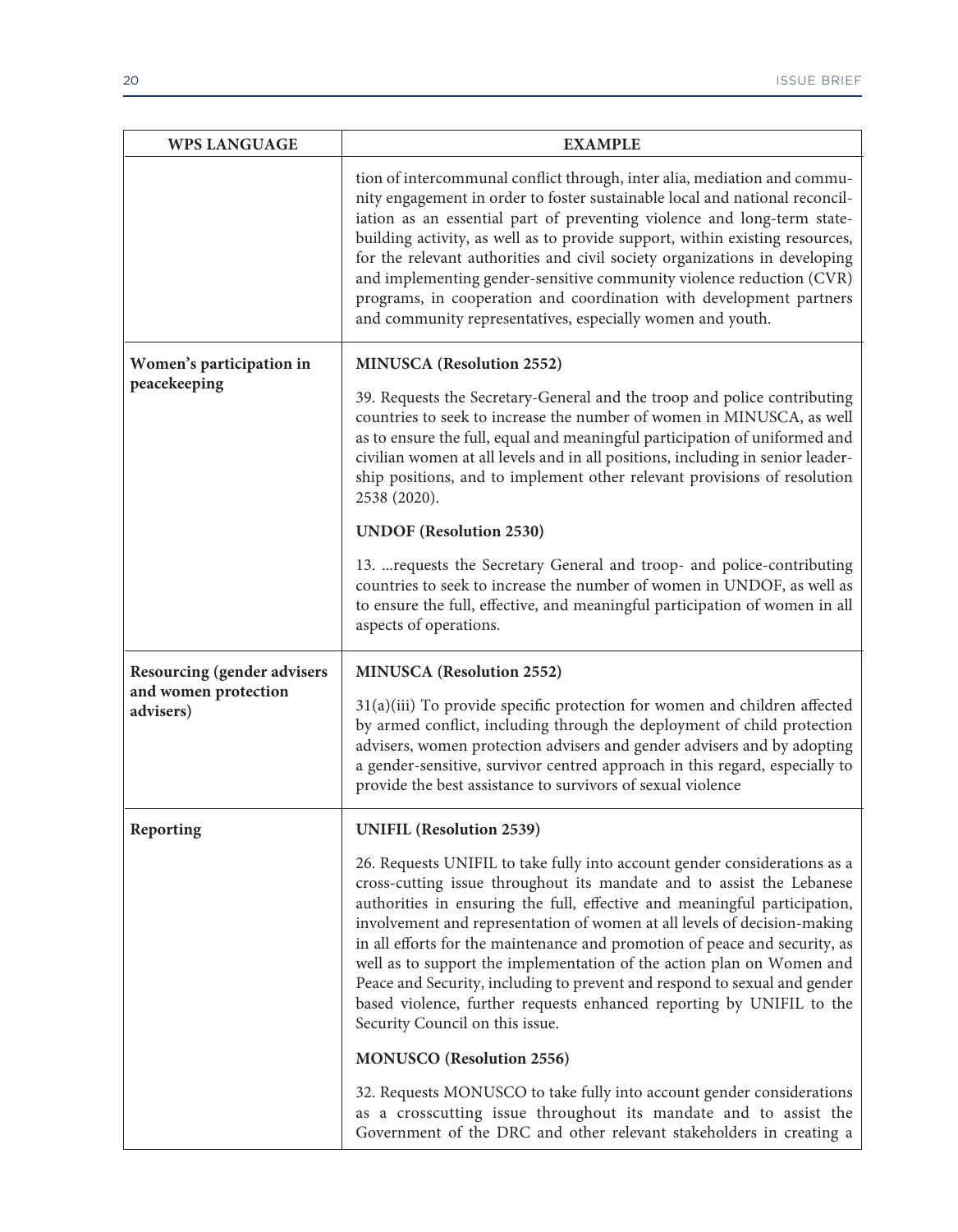| WPS LANGUAGE | EXAMPLE |
|---|---|
| | tion of intercommunal conflict through, inter alia, mediation and community engagement in order to foster sustainable local and national reconciliation as an essential part of preventing violence and long-term statebuilding activity, as well as to provide support, within existing resources, for the relevant authorities and civil society organizations in developing and implementing gender-sensitive community violence reduction (CVR) programs, in cooperation and coordination with development partners and community representatives, especially women and youth. |
| **Women's participation in peacekeeping** | **MINUSCA (Resolution 2552)**<br><br>39. Requests the Secretary-General and the troop and police contributing countries to seek to increase the number of women in MINUSCA, as well as to ensure the full, equal and meaningful participation of uniformed and civilian women at all levels and in all positions, including in senior leadership positions, and to implement other relevant provisions of resolution 2538 (2020).<br><br>**UNDOF (Resolution 2530)**<br><br>13. ...requests the Secretary General and troop- and police-contributing countries to seek to increase the number of women in UNDOF, as well as to ensure the full, effective, and meaningful participation of women in all aspects of operations. |
| **Resourcing (gender advisers and women protection advisers)** | **MINUSCA (Resolution 2552)**<br><br>31(a)(iii) To provide specific protection for women and children affected by armed conflict, including through the deployment of child protection advisers, women protection advisers and gender advisers and by adopting a gender-sensitive, survivor centred approach in this regard, especially to provide the best assistance to survivors of sexual violence |
| **Reporting** | **UNIFIL (Resolution 2539)**<br><br>26. Requests UNIFIL to take fully into account gender considerations as a cross-cutting issue throughout its mandate and to assist the Lebanese authorities in ensuring the full, effective and meaningful participation, involvement and representation of women at all levels of decision-making in all efforts for the maintenance and promotion of peace and security, as well as to support the implementation of the action plan on Women and Peace and Security, including to prevent and respond to sexual and gender based violence, further requests enhanced reporting by UNIFIL to the Security Council on this issue.<br><br>**MONUSCO (Resolution 2556)**<br><br>32. Requests MONUSCO to take fully into account gender considerations as a crosscutting issue throughout its mandate and to assist the Government of the DRC and other relevant stakeholders in creating a |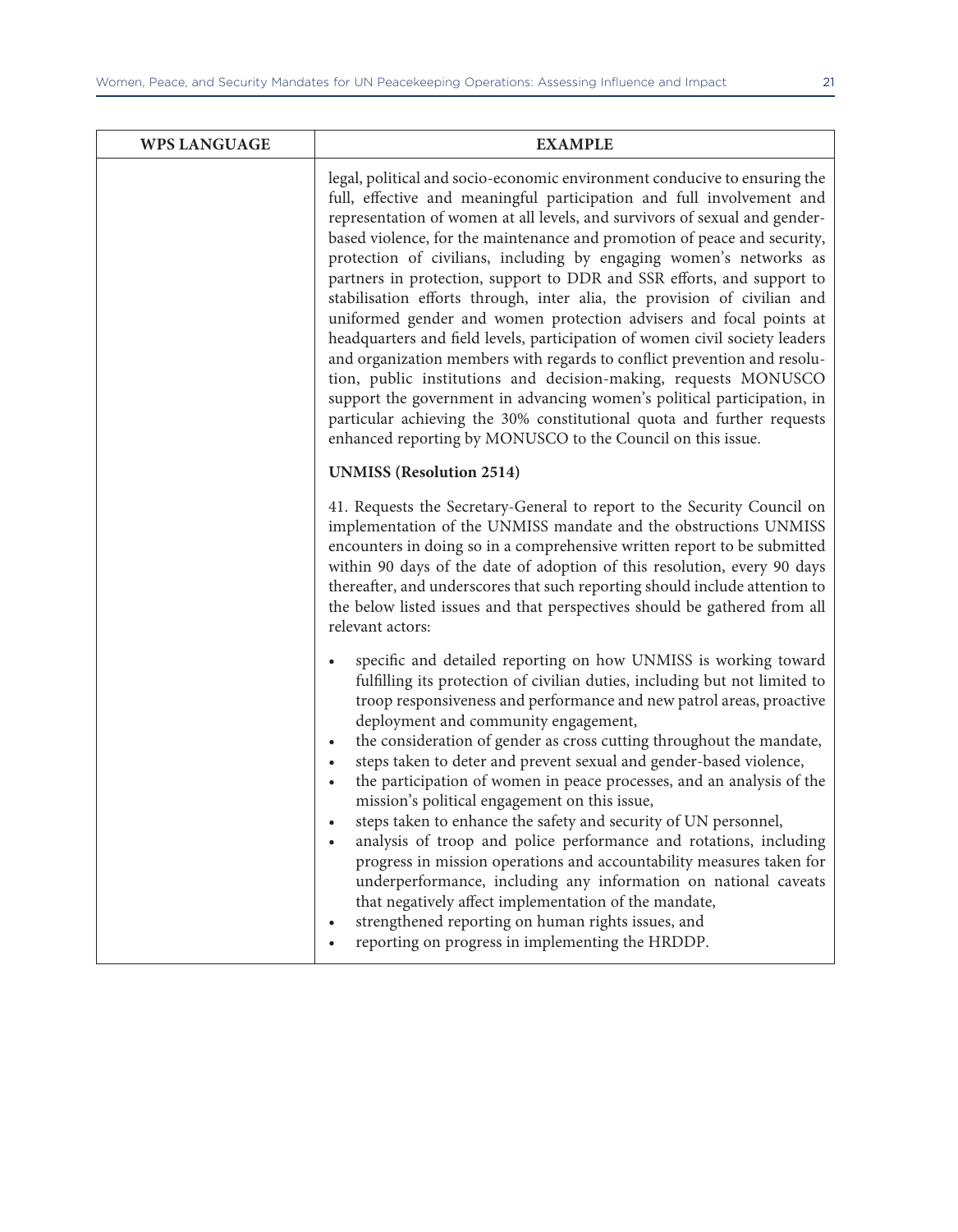| WPS LANGUAGE | EXAMPLE |
|---|---|
| | legal, political and socio-economic environment conducive to ensuring the full, effective and meaningful participation and full involvement and representation of women at all levels, and survivors of sexual and gender-based violence, for the maintenance and promotion of peace and security, protection of civilians, including by engaging women's networks as partners in protection, support to DDR and SSR efforts, and support to stabilisation efforts through, inter alia, the provision of civilian and uniformed gender and women protection advisers and focal points at headquarters and field levels, participation of women civil society leaders and organization members with regards to conflict prevention and resolution, public institutions and decision-making, requests MONUSCO support the government in advancing women's political participation, in particular achieving the 30% constitutional quota and further requests enhanced reporting by MONUSCO to the Council on this issue.<br><br>**UNMISS (Resolution 2514)**<br><br>41. Requests the Secretary-General to report to the Security Council on implementation of the UNMISS mandate and the obstructions UNMISS encounters in doing so in a comprehensive written report to be submitted within 90 days of the date of adoption of this resolution, every 90 days thereafter, and underscores that such reporting should include attention to the below listed issues and that perspectives should be gathered from all relevant actors:<br><br>• specific and detailed reporting on how UNMISS is working toward fulfilling its protection of civilian duties, including but not limited to troop responsiveness and performance and new patrol areas, proactive deployment and community engagement,<br>• the consideration of gender as cross cutting throughout the mandate,<br>• steps taken to deter and prevent sexual and gender-based violence,<br>• the participation of women in peace processes, and an analysis of the mission's political engagement on this issue,<br>• steps taken to enhance the safety and security of UN personnel,<br>• analysis of troop and police performance and rotations, including progress in mission operations and accountability measures taken for underperformance, including any information on national caveats that negatively affect implementation of the mandate,<br>• strengthened reporting on human rights issues, and<br>• reporting on progress in implementing the HRDDP. |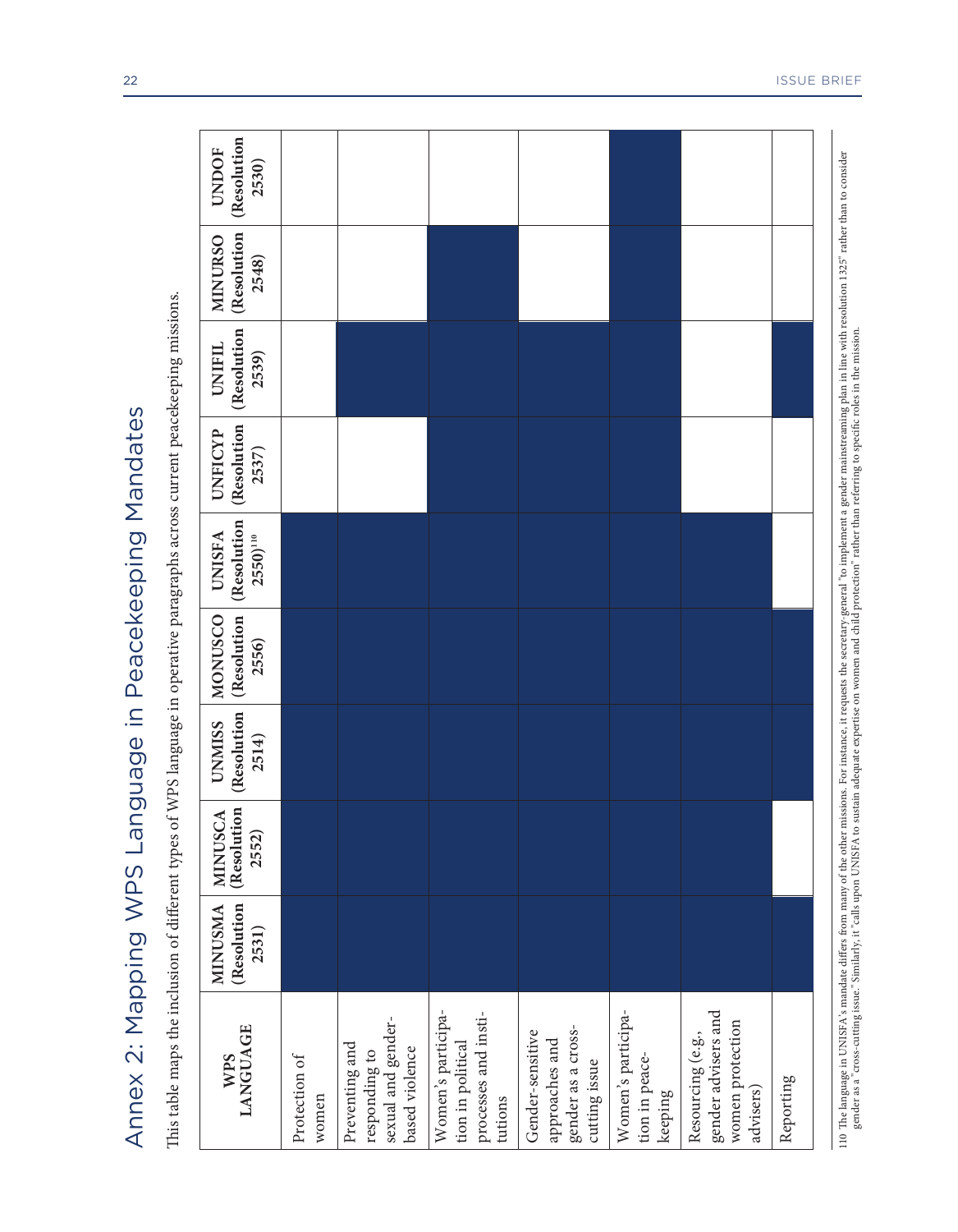# Annex 2: Mapping WPS Language in Peacekeeping Mandates

This table maps the inclusion of different types of WPS language in operative paragraphs across current peacekeeping missions.

| WPS LANGUAGE | MINUSMA (Resolution 2531) | MINUSCA (Resolution 2552) | UNMISS (Resolution 2514) | MONUSCO (Resolution 2556) | UNISFA (Resolution 2550)[110] | UNFICYP (Resolution 2537) | UNIFIL (Resolution 2539) | MINURSO (Resolution 2548) | UNDOF (Resolution 2530) |
|---|---|---|---|---|---|---|---|---|---|
| Protection of women | ■ | ■ | ■ | ■ | ■ | | | | |
| Preventing and responding to sexual and gender-based violence | ■ | ■ | ■ | ■ | ■ | | ■ | | |
| Women's participation in political processes and institutions | ■ | ■ | ■ | ■ | ■ | ■ | ■ | ■ | |
| Gender-sensitive approaches and gender as a cross-cutting issue | ■ | ■ | ■ | ■ | ■ | ■ | ■ | | |
| Women's participation in peacekeeping | ■ | ■ | ■ | ■ | ■ | ■ | ■ | ■ | ■ |
| Resourcing (e.g., gender advisers and women protection advisers) | ■ | ■ | ■ | ■ | ■ | | | | |
| Reporting | ■ | | ■ | ■ | | | ■ | | |

110 The language in UNISFA's mandate differs from many of the other missions. For instance, it requests the secretary-general "to implement a gender mainstreaming plan in line with resolution 1325" rather than to consider gender as a "cross-cutting issue." Similarly, it "calls upon UNISFA to sustain adequate expertise on women and child protection" rather than referring to specific roles in the mission.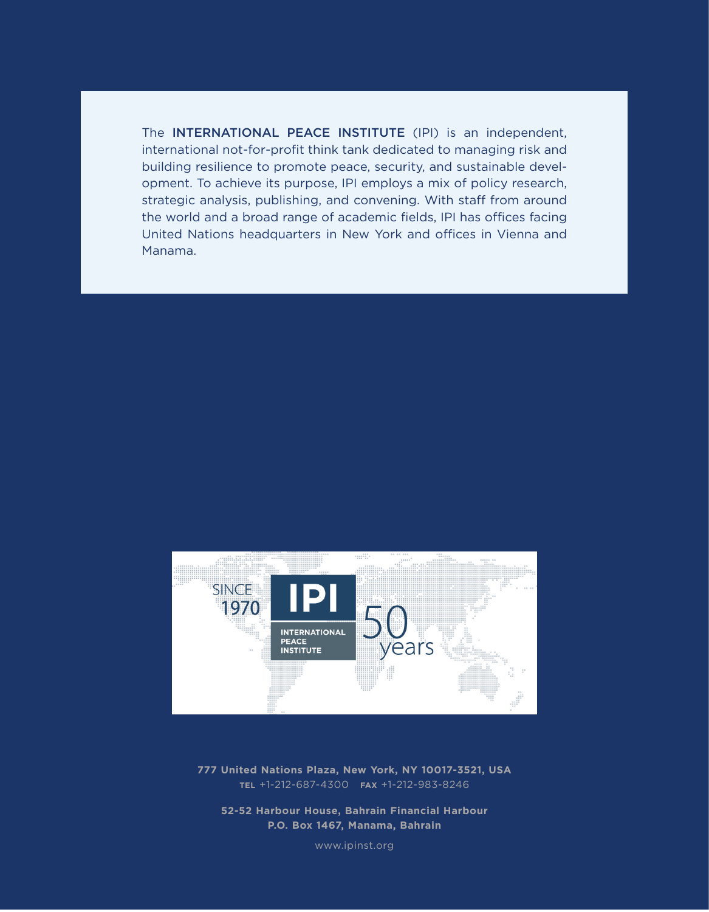The **INTERNATIONAL PEACE INSTITUTE** (IPI) is an independent, international not-for-profit think tank dedicated to managing risk and building resilience to promote peace, security, and sustainable development. To achieve its purpose, IPI employs a mix of policy research, strategic analysis, publishing, and convening. With staff from around the world and a broad range of academic fields, IPI has offices facing United Nations headquarters in New York and offices in Vienna and Manama.

SINCE 1970

IPI

INTERNATIONAL PEACE INSTITUTE

50 years

**777 United Nations Plaza, New York, NY 10017-3521, USA**
**TEL** +1-212-687-4300 **FAX** +1-212-983-8246

**52-52 Harbour House, Bahrain Financial Harbour**
**P.O. Box 1467, Manama, Bahrain**

www.ipinst.org